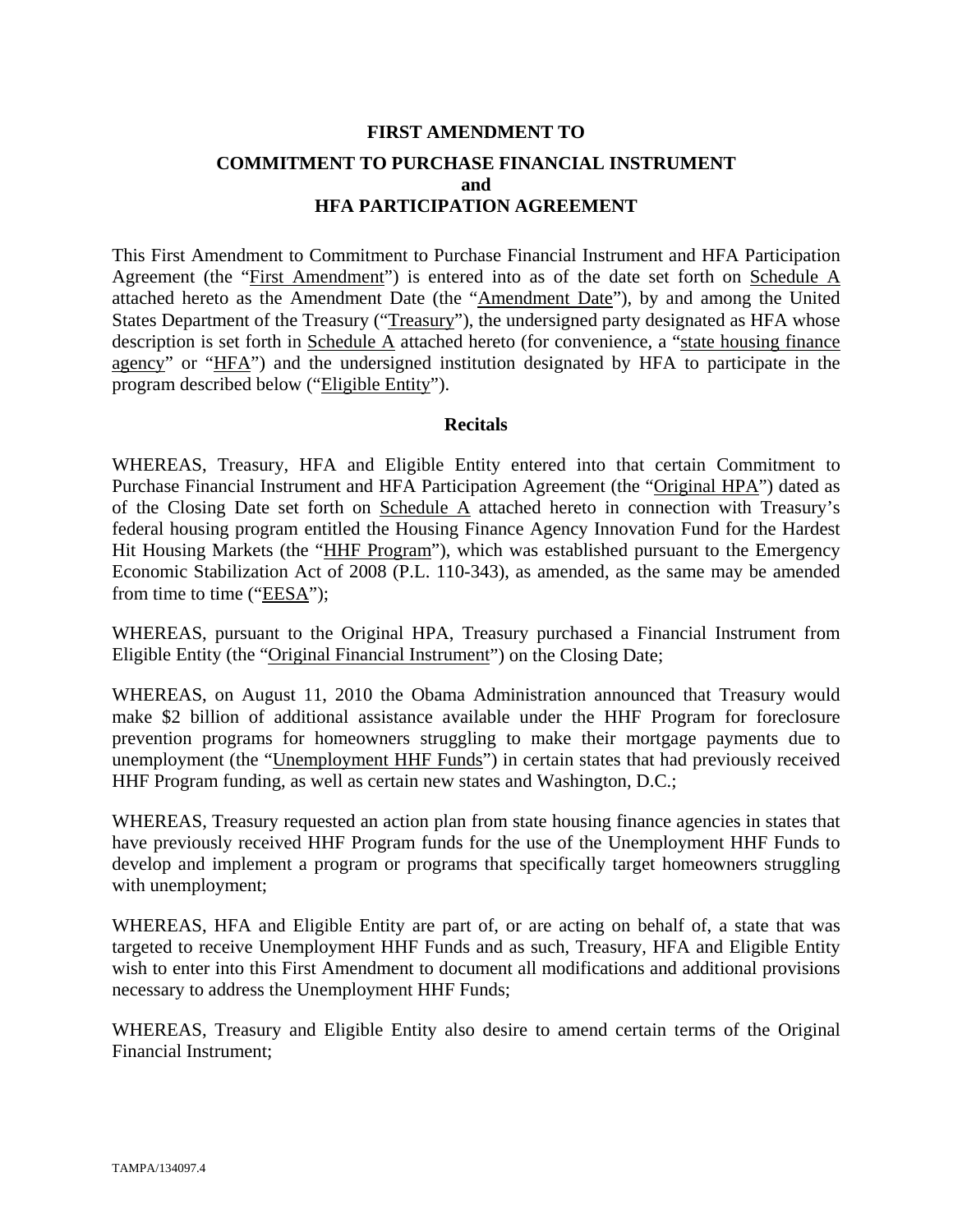**FIRST AMENDMENT TO**

**COMMITMENT TO PURCHASE FINANCIAL INSTRUMENT**
**and**
**HFA PARTICIPATION AGREEMENT**

This First Amendment to Commitment to Purchase Financial Instrument and HFA Participation Agreement (the "First Amendment") is entered into as of the date set forth on Schedule A attached hereto as the Amendment Date (the "Amendment Date"), by and among the United States Department of the Treasury ("Treasury"), the undersigned party designated as HFA whose description is set forth in Schedule A attached hereto (for convenience, a "state housing finance agency" or "HFA") and the undersigned institution designated by HFA to participate in the program described below ("Eligible Entity").

**Recitals**

WHEREAS, Treasury, HFA and Eligible Entity entered into that certain Commitment to Purchase Financial Instrument and HFA Participation Agreement (the "Original HPA") dated as of the Closing Date set forth on Schedule A attached hereto in connection with Treasury's federal housing program entitled the Housing Finance Agency Innovation Fund for the Hardest Hit Housing Markets (the "HHF Program"), which was established pursuant to the Emergency Economic Stabilization Act of 2008 (P.L. 110-343), as amended, as the same may be amended from time to time ("EESA");

WHEREAS, pursuant to the Original HPA, Treasury purchased a Financial Instrument from Eligible Entity (the "Original Financial Instrument") on the Closing Date;

WHEREAS, on August 11, 2010 the Obama Administration announced that Treasury would make $2 billion of additional assistance available under the HHF Program for foreclosure prevention programs for homeowners struggling to make their mortgage payments due to unemployment (the "Unemployment HHF Funds") in certain states that had previously received HHF Program funding, as well as certain new states and Washington, D.C.;

WHEREAS, Treasury requested an action plan from state housing finance agencies in states that have previously received HHF Program funds for the use of the Unemployment HHF Funds to develop and implement a program or programs that specifically target homeowners struggling with unemployment;

WHEREAS, HFA and Eligible Entity are part of, or are acting on behalf of, a state that was targeted to receive Unemployment HHF Funds and as such, Treasury, HFA and Eligible Entity wish to enter into this First Amendment to document all modifications and additional provisions necessary to address the Unemployment HHF Funds;

WHEREAS, Treasury and Eligible Entity also desire to amend certain terms of the Original Financial Instrument;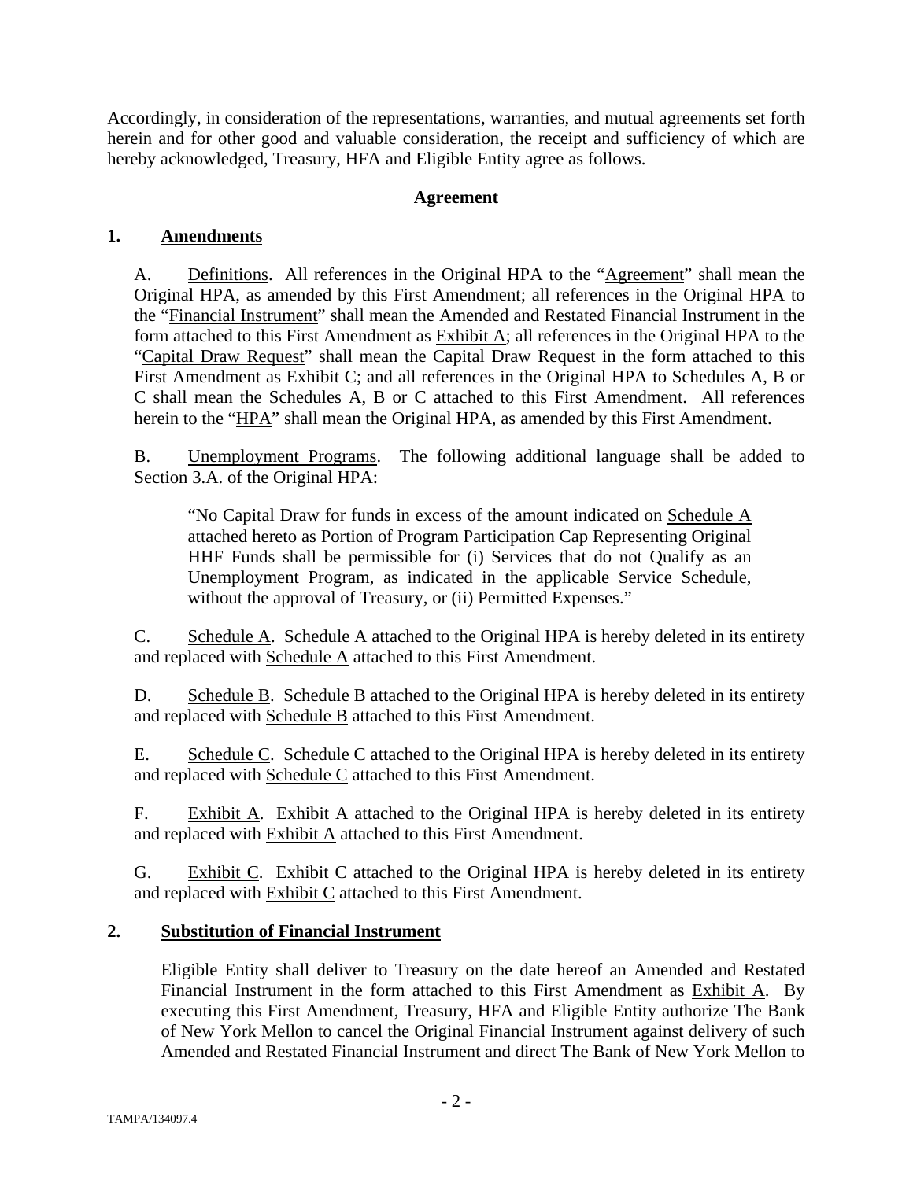Accordingly, in consideration of the representations, warranties, and mutual agreements set forth herein and for other good and valuable consideration, the receipt and sufficiency of which are hereby acknowledged, Treasury, HFA and Eligible Entity agree as follows.

**Agreement**

**1. Amendments**

A. Definitions. All references in the Original HPA to the "Agreement" shall mean the Original HPA, as amended by this First Amendment; all references in the Original HPA to the "Financial Instrument" shall mean the Amended and Restated Financial Instrument in the form attached to this First Amendment as Exhibit A; all references in the Original HPA to the "Capital Draw Request" shall mean the Capital Draw Request in the form attached to this First Amendment as Exhibit C; and all references in the Original HPA to Schedules A, B or C shall mean the Schedules A, B or C attached to this First Amendment. All references herein to the "HPA" shall mean the Original HPA, as amended by this First Amendment.

B. Unemployment Programs. The following additional language shall be added to Section 3.A. of the Original HPA:

> "No Capital Draw for funds in excess of the amount indicated on Schedule A attached hereto as Portion of Program Participation Cap Representing Original HHF Funds shall be permissible for (i) Services that do not Qualify as an Unemployment Program, as indicated in the applicable Service Schedule, without the approval of Treasury, or (ii) Permitted Expenses."

C. Schedule A. Schedule A attached to the Original HPA is hereby deleted in its entirety and replaced with Schedule A attached to this First Amendment.

D. Schedule B. Schedule B attached to the Original HPA is hereby deleted in its entirety and replaced with Schedule B attached to this First Amendment.

E. Schedule C. Schedule C attached to the Original HPA is hereby deleted in its entirety and replaced with Schedule C attached to this First Amendment.

F. Exhibit A. Exhibit A attached to the Original HPA is hereby deleted in its entirety and replaced with Exhibit A attached to this First Amendment.

G. Exhibit C. Exhibit C attached to the Original HPA is hereby deleted in its entirety and replaced with Exhibit C attached to this First Amendment.

**2. Substitution of Financial Instrument**

Eligible Entity shall deliver to Treasury on the date hereof an Amended and Restated Financial Instrument in the form attached to this First Amendment as Exhibit A. By executing this First Amendment, Treasury, HFA and Eligible Entity authorize The Bank of New York Mellon to cancel the Original Financial Instrument against delivery of such Amended and Restated Financial Instrument and direct The Bank of New York Mellon to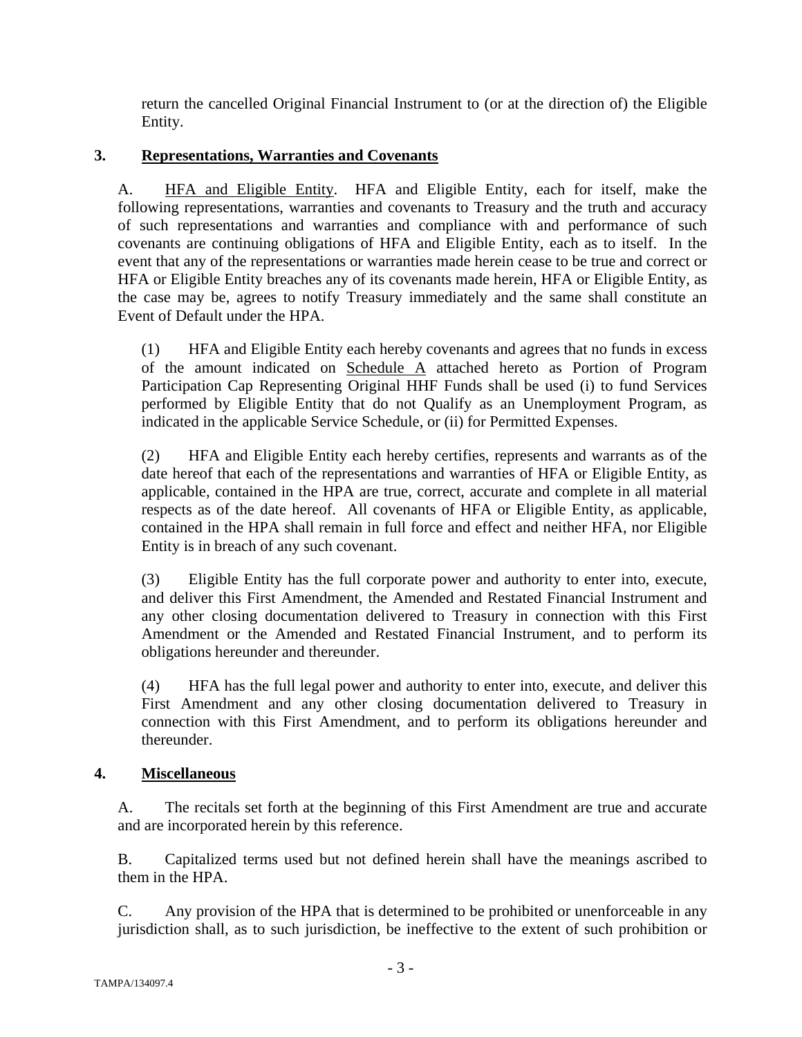return the cancelled Original Financial Instrument to (or at the direction of) the Eligible Entity.

## 3. Representations, Warranties and Covenants

A. HFA and Eligible Entity. HFA and Eligible Entity, each for itself, make the following representations, warranties and covenants to Treasury and the truth and accuracy of such representations and warranties and compliance with and performance of such covenants are continuing obligations of HFA and Eligible Entity, each as to itself. In the event that any of the representations or warranties made herein cease to be true and correct or HFA or Eligible Entity breaches any of its covenants made herein, HFA or Eligible Entity, as the case may be, agrees to notify Treasury immediately and the same shall constitute an Event of Default under the HPA.

(1) HFA and Eligible Entity each hereby covenants and agrees that no funds in excess of the amount indicated on Schedule A attached hereto as Portion of Program Participation Cap Representing Original HHF Funds shall be used (i) to fund Services performed by Eligible Entity that do not Qualify as an Unemployment Program, as indicated in the applicable Service Schedule, or (ii) for Permitted Expenses.

(2) HFA and Eligible Entity each hereby certifies, represents and warrants as of the date hereof that each of the representations and warranties of HFA or Eligible Entity, as applicable, contained in the HPA are true, correct, accurate and complete in all material respects as of the date hereof. All covenants of HFA or Eligible Entity, as applicable, contained in the HPA shall remain in full force and effect and neither HFA, nor Eligible Entity is in breach of any such covenant.

(3) Eligible Entity has the full corporate power and authority to enter into, execute, and deliver this First Amendment, the Amended and Restated Financial Instrument and any other closing documentation delivered to Treasury in connection with this First Amendment or the Amended and Restated Financial Instrument, and to perform its obligations hereunder and thereunder.

(4) HFA has the full legal power and authority to enter into, execute, and deliver this First Amendment and any other closing documentation delivered to Treasury in connection with this First Amendment, and to perform its obligations hereunder and thereunder.

## 4. Miscellaneous

A. The recitals set forth at the beginning of this First Amendment are true and accurate and are incorporated herein by this reference.

B. Capitalized terms used but not defined herein shall have the meanings ascribed to them in the HPA.

C. Any provision of the HPA that is determined to be prohibited or unenforceable in any jurisdiction shall, as to such jurisdiction, be ineffective to the extent of such prohibition or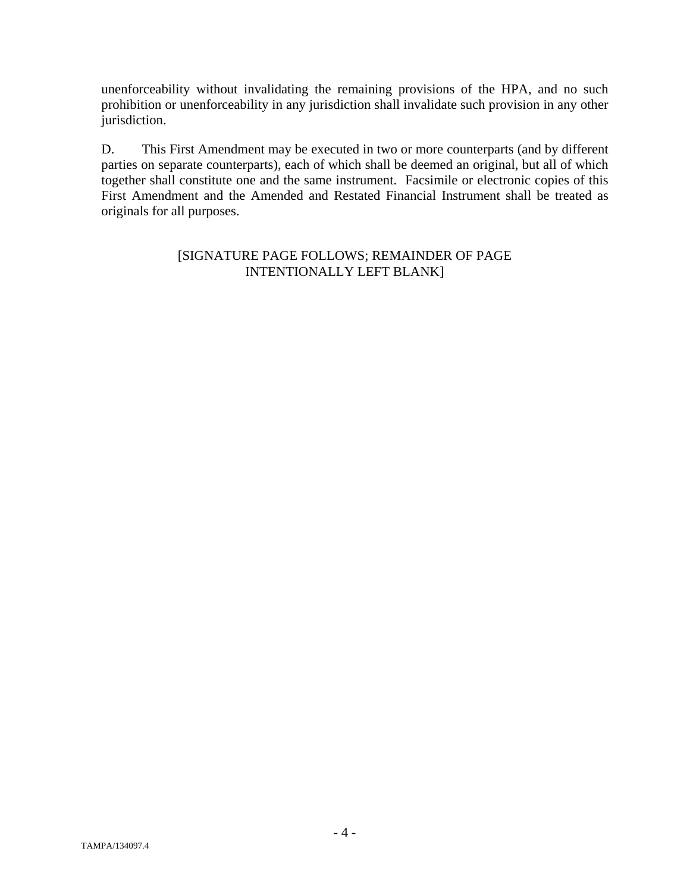unenforceability without invalidating the remaining provisions of the HPA, and no such prohibition or unenforceability in any jurisdiction shall invalidate such provision in any other jurisdiction.

D. This First Amendment may be executed in two or more counterparts (and by different parties on separate counterparts), each of which shall be deemed an original, but all of which together shall constitute one and the same instrument. Facsimile or electronic copies of this First Amendment and the Amended and Restated Financial Instrument shall be treated as originals for all purposes.

[SIGNATURE PAGE FOLLOWS; REMAINDER OF PAGE INTENTIONALLY LEFT BLANK]

TAMPA/134097.4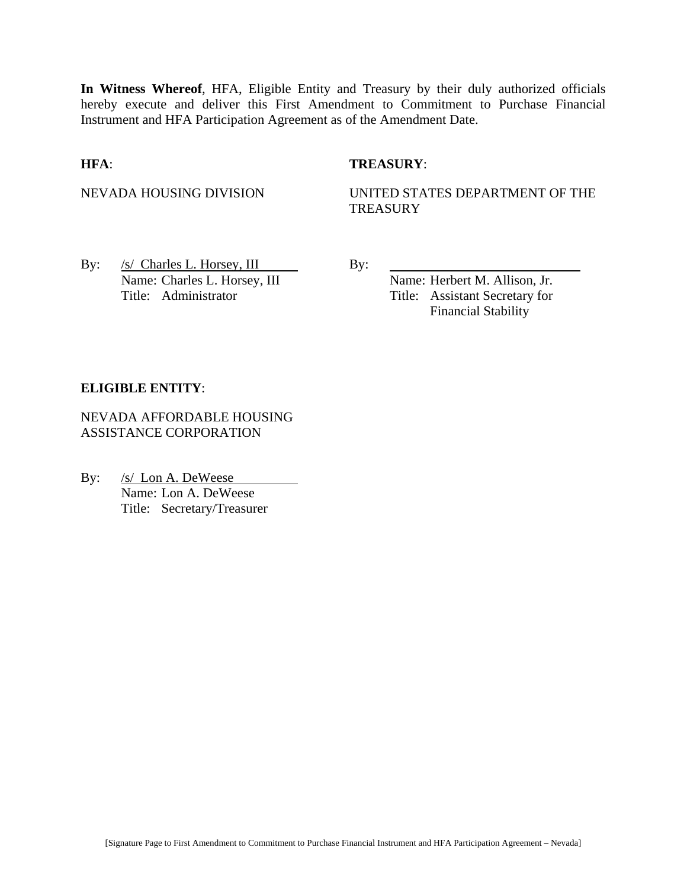**In Witness Whereof**, HFA, Eligible Entity and Treasury by their duly authorized officials hereby execute and deliver this First Amendment to Commitment to Purchase Financial Instrument and HFA Participation Agreement as of the Amendment Date.

**HFA**:

NEVADA HOUSING DIVISION

By: /s/ Charles L. Horsey, III
Name: Charles L. Horsey, III
Title: Administrator

**TREASURY**:

UNITED STATES DEPARTMENT OF THE TREASURY

By: ______________________________
Name: Herbert M. Allison, Jr.
Title: Assistant Secretary for Financial Stability

**ELIGIBLE ENTITY**:

NEVADA AFFORDABLE HOUSING ASSISTANCE CORPORATION

By: /s/ Lon A. DeWeese
Name: Lon A. DeWeese
Title: Secretary/Treasurer

[Signature Page to First Amendment to Commitment to Purchase Financial Instrument and HFA Participation Agreement – Nevada]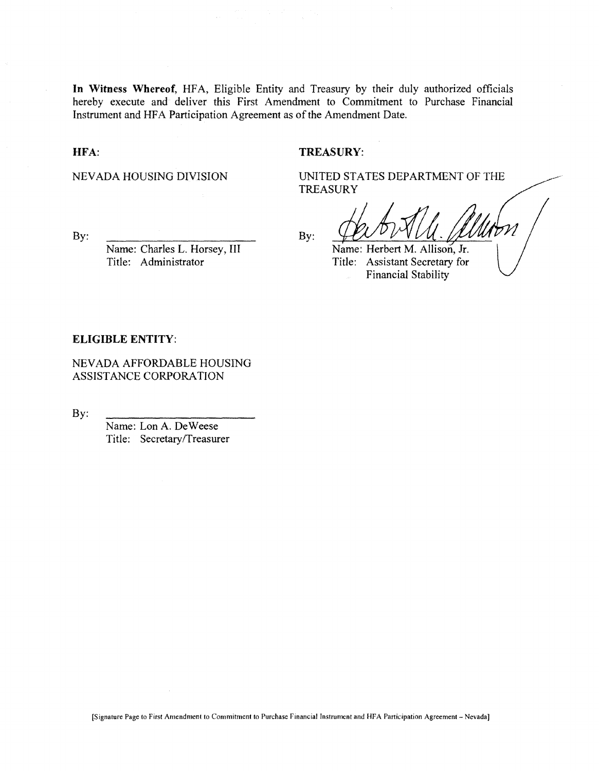**In Witness Whereof**, HFA, Eligible Entity and Treasury by their duly authorized officials hereby execute and deliver this First Amendment to Commitment to Purchase Financial Instrument and HFA Participation Agreement as of the Amendment Date.

**HFA**:

NEVADA HOUSING DIVISION

By: \_\_\_\_\_\_\_\_\_\_\_\_\_\_\_\_\_\_\_\_\_\_\_\_

Name: Charles L. Horsey, III
Title: Administrator

**TREASURY**:

UNITED STATES DEPARTMENT OF THE TREASURY

By: \_\_\_\_\_\_\_\_\_\_\_\_\_\_\_\_\_\_\_\_\_\_\_\_

Name: Herbert M. Allison, Jr.
Title: Assistant Secretary for Financial Stability

**ELIGIBLE ENTITY**:

NEVADA AFFORDABLE HOUSING ASSISTANCE CORPORATION

By: \_\_\_\_\_\_\_\_\_\_\_\_\_\_\_\_\_\_\_\_\_\_\_\_

Name: Lon A. DeWeese
Title: Secretary/Treasurer

[Signature Page to First Amendment to Commitment to Purchase Financial Instrument and HFA Participation Agreement – Nevada]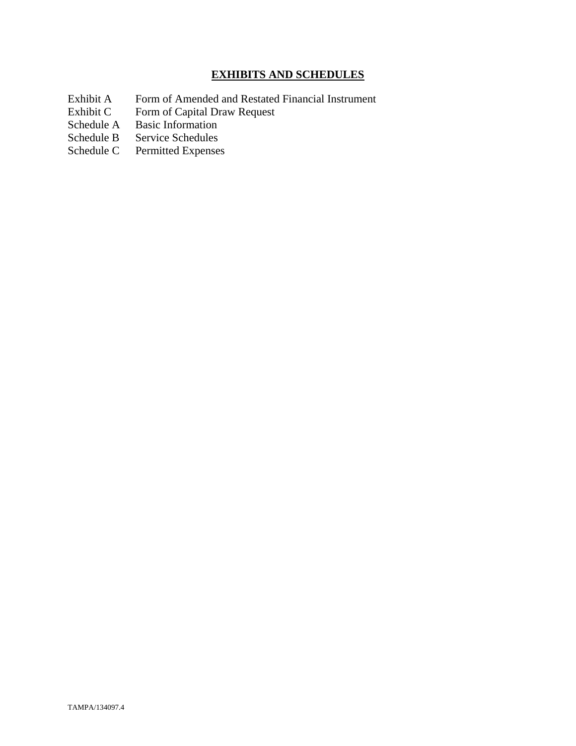# EXHIBITS AND SCHEDULES

| | |
|---|---|
| Exhibit A | Form of Amended and Restated Financial Instrument |
| Exhibit C | Form of Capital Draw Request |
| Schedule A | Basic Information |
| Schedule B | Service Schedules |
| Schedule C | Permitted Expenses |

TAMPA/134097.4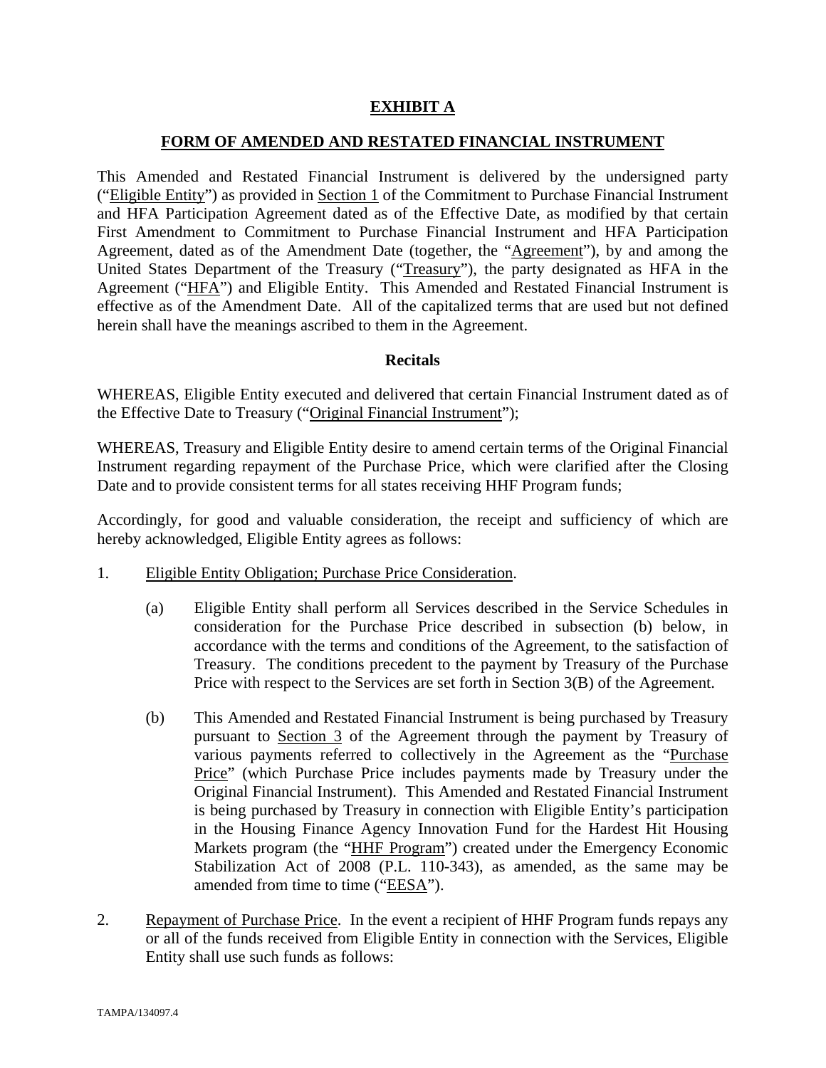# EXHIBIT A

## FORM OF AMENDED AND RESTATED FINANCIAL INSTRUMENT

This Amended and Restated Financial Instrument is delivered by the undersigned party ("Eligible Entity") as provided in Section 1 of the Commitment to Purchase Financial Instrument and HFA Participation Agreement dated as of the Effective Date, as modified by that certain First Amendment to Commitment to Purchase Financial Instrument and HFA Participation Agreement, dated as of the Amendment Date (together, the "Agreement"), by and among the United States Department of the Treasury ("Treasury"), the party designated as HFA in the Agreement ("HFA") and Eligible Entity. This Amended and Restated Financial Instrument is effective as of the Amendment Date. All of the capitalized terms that are used but not defined herein shall have the meanings ascribed to them in the Agreement.

### Recitals

WHEREAS, Eligible Entity executed and delivered that certain Financial Instrument dated as of the Effective Date to Treasury ("Original Financial Instrument");

WHEREAS, Treasury and Eligible Entity desire to amend certain terms of the Original Financial Instrument regarding repayment of the Purchase Price, which were clarified after the Closing Date and to provide consistent terms for all states receiving HHF Program funds;

Accordingly, for good and valuable consideration, the receipt and sufficiency of which are hereby acknowledged, Eligible Entity agrees as follows:

1. Eligible Entity Obligation; Purchase Price Consideration.

   (a) Eligible Entity shall perform all Services described in the Service Schedules in consideration for the Purchase Price described in subsection (b) below, in accordance with the terms and conditions of the Agreement, to the satisfaction of Treasury. The conditions precedent to the payment by Treasury of the Purchase Price with respect to the Services are set forth in Section 3(B) of the Agreement.

   (b) This Amended and Restated Financial Instrument is being purchased by Treasury pursuant to Section 3 of the Agreement through the payment by Treasury of various payments referred to collectively in the Agreement as the "Purchase Price" (which Purchase Price includes payments made by Treasury under the Original Financial Instrument). This Amended and Restated Financial Instrument is being purchased by Treasury in connection with Eligible Entity's participation in the Housing Finance Agency Innovation Fund for the Hardest Hit Housing Markets program (the "HHF Program") created under the Emergency Economic Stabilization Act of 2008 (P.L. 110-343), as amended, as the same may be amended from time to time ("EESA").

2. Repayment of Purchase Price. In the event a recipient of HHF Program funds repays any or all of the funds received from Eligible Entity in connection with the Services, Eligible Entity shall use such funds as follows: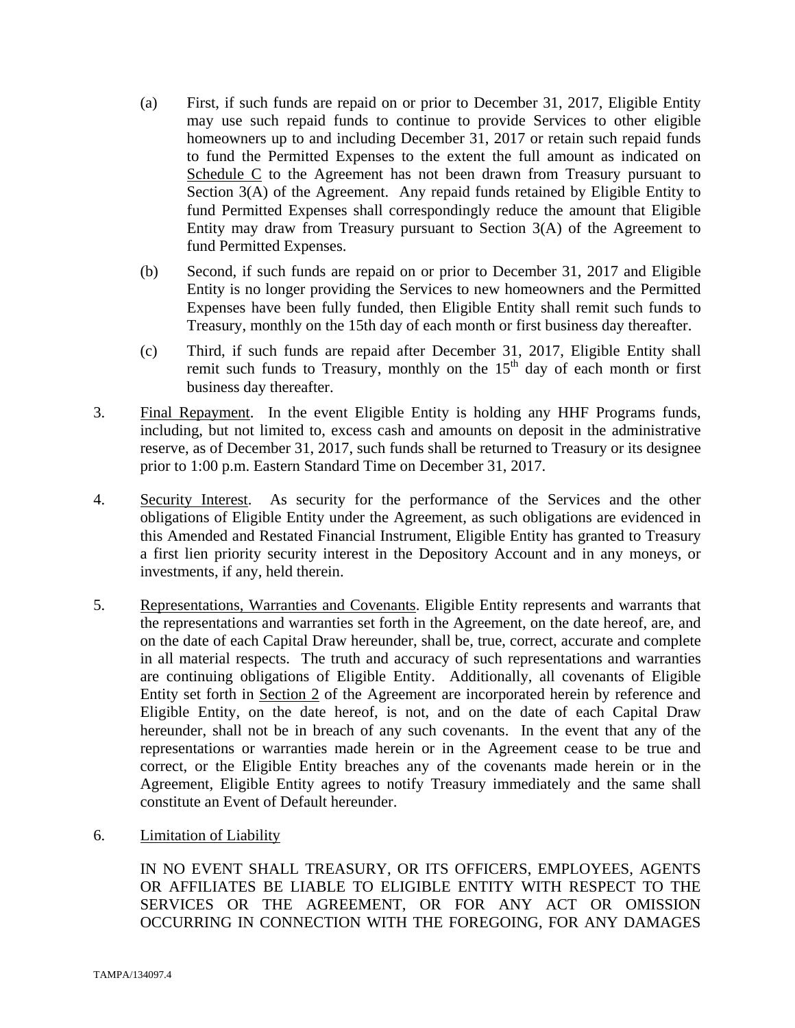(a) First, if such funds are repaid on or prior to December 31, 2017, Eligible Entity may use such repaid funds to continue to provide Services to other eligible homeowners up to and including December 31, 2017 or retain such repaid funds to fund the Permitted Expenses to the extent the full amount as indicated on Schedule C to the Agreement has not been drawn from Treasury pursuant to Section 3(A) of the Agreement. Any repaid funds retained by Eligible Entity to fund Permitted Expenses shall correspondingly reduce the amount that Eligible Entity may draw from Treasury pursuant to Section 3(A) of the Agreement to fund Permitted Expenses.

(b) Second, if such funds are repaid on or prior to December 31, 2017 and Eligible Entity is no longer providing the Services to new homeowners and the Permitted Expenses have been fully funded, then Eligible Entity shall remit such funds to Treasury, monthly on the 15th day of each month or first business day thereafter.

(c) Third, if such funds are repaid after December 31, 2017, Eligible Entity shall remit such funds to Treasury, monthly on the 15th day of each month or first business day thereafter.

3. Final Repayment. In the event Eligible Entity is holding any HHF Programs funds, including, but not limited to, excess cash and amounts on deposit in the administrative reserve, as of December 31, 2017, such funds shall be returned to Treasury or its designee prior to 1:00 p.m. Eastern Standard Time on December 31, 2017.

4. Security Interest. As security for the performance of the Services and the other obligations of Eligible Entity under the Agreement, as such obligations are evidenced in this Amended and Restated Financial Instrument, Eligible Entity has granted to Treasury a first lien priority security interest in the Depository Account and in any moneys, or investments, if any, held therein.

5. Representations, Warranties and Covenants. Eligible Entity represents and warrants that the representations and warranties set forth in the Agreement, on the date hereof, are, and on the date of each Capital Draw hereunder, shall be, true, correct, accurate and complete in all material respects. The truth and accuracy of such representations and warranties are continuing obligations of Eligible Entity. Additionally, all covenants of Eligible Entity set forth in Section 2 of the Agreement are incorporated herein by reference and Eligible Entity, on the date hereof, is not, and on the date of each Capital Draw hereunder, shall not be in breach of any such covenants. In the event that any of the representations or warranties made herein or in the Agreement cease to be true and correct, or the Eligible Entity breaches any of the covenants made herein or in the Agreement, Eligible Entity agrees to notify Treasury immediately and the same shall constitute an Event of Default hereunder.

6. Limitation of Liability

IN NO EVENT SHALL TREASURY, OR ITS OFFICERS, EMPLOYEES, AGENTS OR AFFILIATES BE LIABLE TO ELIGIBLE ENTITY WITH RESPECT TO THE SERVICES OR THE AGREEMENT, OR FOR ANY ACT OR OMISSION OCCURRING IN CONNECTION WITH THE FOREGOING, FOR ANY DAMAGES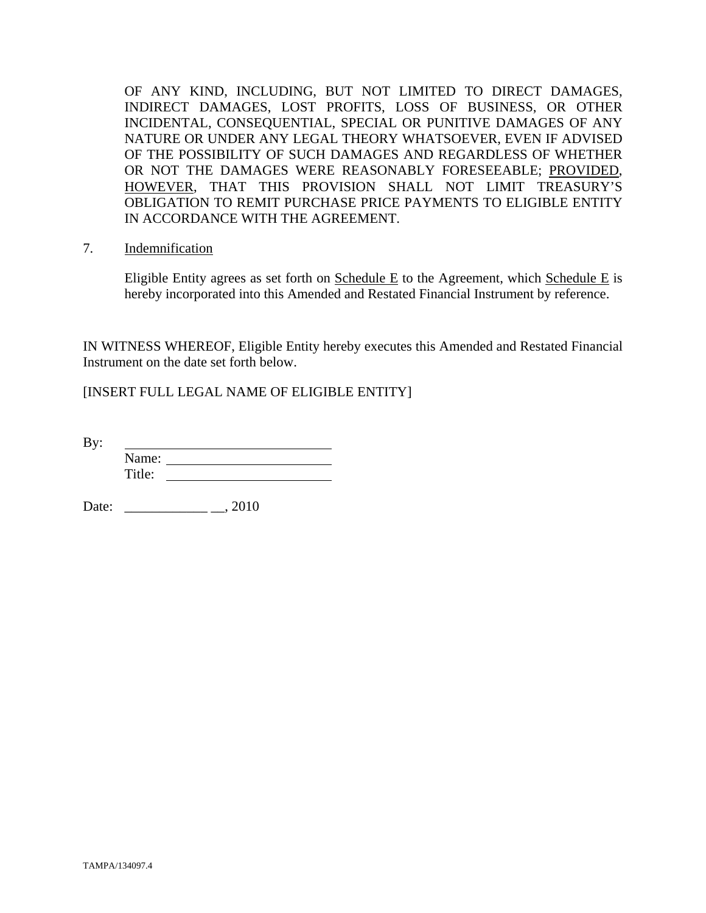OF ANY KIND, INCLUDING, BUT NOT LIMITED TO DIRECT DAMAGES, INDIRECT DAMAGES, LOST PROFITS, LOSS OF BUSINESS, OR OTHER INCIDENTAL, CONSEQUENTIAL, SPECIAL OR PUNITIVE DAMAGES OF ANY NATURE OR UNDER ANY LEGAL THEORY WHATSOEVER, EVEN IF ADVISED OF THE POSSIBILITY OF SUCH DAMAGES AND REGARDLESS OF WHETHER OR NOT THE DAMAGES WERE REASONABLY FORESEEABLE; PROVIDED, HOWEVER, THAT THIS PROVISION SHALL NOT LIMIT TREASURY'S OBLIGATION TO REMIT PURCHASE PRICE PAYMENTS TO ELIGIBLE ENTITY IN ACCORDANCE WITH THE AGREEMENT.

7. Indemnification

Eligible Entity agrees as set forth on Schedule E to the Agreement, which Schedule E is hereby incorporated into this Amended and Restated Financial Instrument by reference.

IN WITNESS WHEREOF, Eligible Entity hereby executes this Amended and Restated Financial Instrument on the date set forth below.

[INSERT FULL LEGAL NAME OF ELIGIBLE ENTITY]

By: ______________________________
Name: ______________________________
Title: ______________________________

Date: ____________ __, 2010

TAMPA/134097.4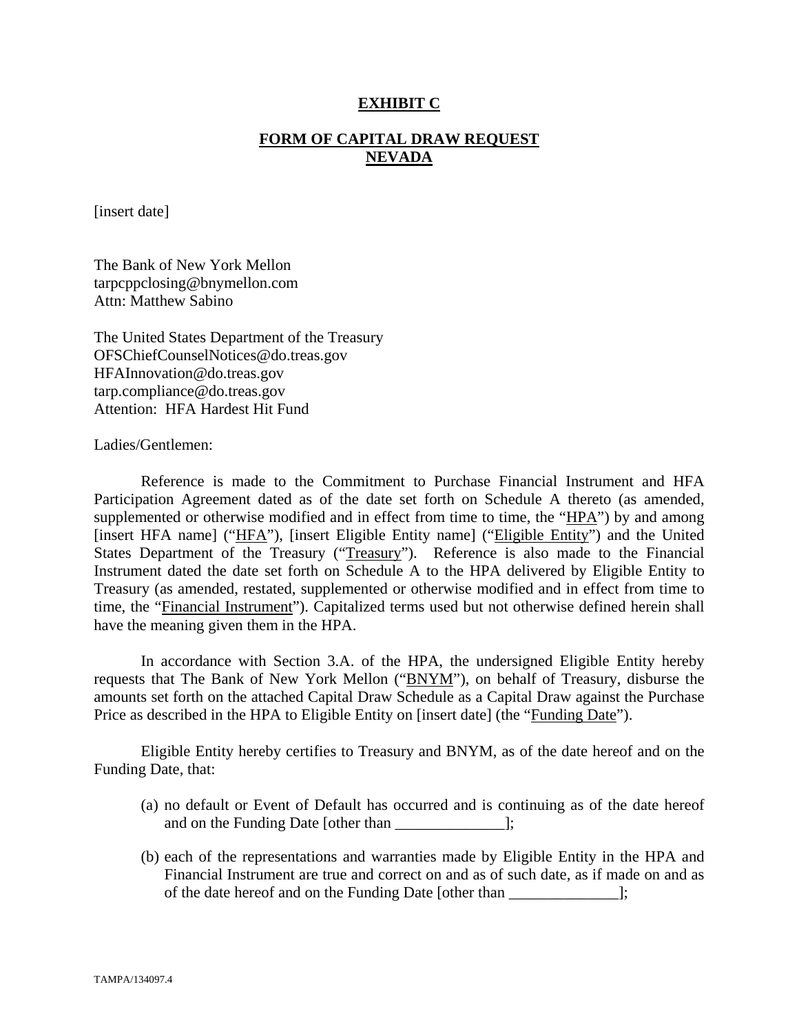# EXHIBIT C

## FORM OF CAPITAL DRAW REQUEST NEVADA

[insert date]

The Bank of New York Mellon
tarpcppclosing@bnymellon.com
Attn: Matthew Sabino

The United States Department of the Treasury
OFSChiefCounselNotices@do.treas.gov
HFAInnovation@do.treas.gov
tarp.compliance@do.treas.gov
Attention: HFA Hardest Hit Fund

Ladies/Gentlemen:

Reference is made to the Commitment to Purchase Financial Instrument and HFA Participation Agreement dated as of the date set forth on Schedule A thereto (as amended, supplemented or otherwise modified and in effect from time to time, the "HPA") by and among [insert HFA name] ("HFA"), [insert Eligible Entity name] ("Eligible Entity") and the United States Department of the Treasury ("Treasury"). Reference is also made to the Financial Instrument dated the date set forth on Schedule A to the HPA delivered by Eligible Entity to Treasury (as amended, restated, supplemented or otherwise modified and in effect from time to time, the "Financial Instrument"). Capitalized terms used but not otherwise defined herein shall have the meaning given them in the HPA.

In accordance with Section 3.A. of the HPA, the undersigned Eligible Entity hereby requests that The Bank of New York Mellon ("BNYM"), on behalf of Treasury, disburse the amounts set forth on the attached Capital Draw Schedule as a Capital Draw against the Purchase Price as described in the HPA to Eligible Entity on [insert date] (the "Funding Date").

Eligible Entity hereby certifies to Treasury and BNYM, as of the date hereof and on the Funding Date, that:

(a) no default or Event of Default has occurred and is continuing as of the date hereof and on the Funding Date [other than ______________];

(b) each of the representations and warranties made by Eligible Entity in the HPA and Financial Instrument are true and correct on and as of such date, as if made on and as of the date hereof and on the Funding Date [other than ______________];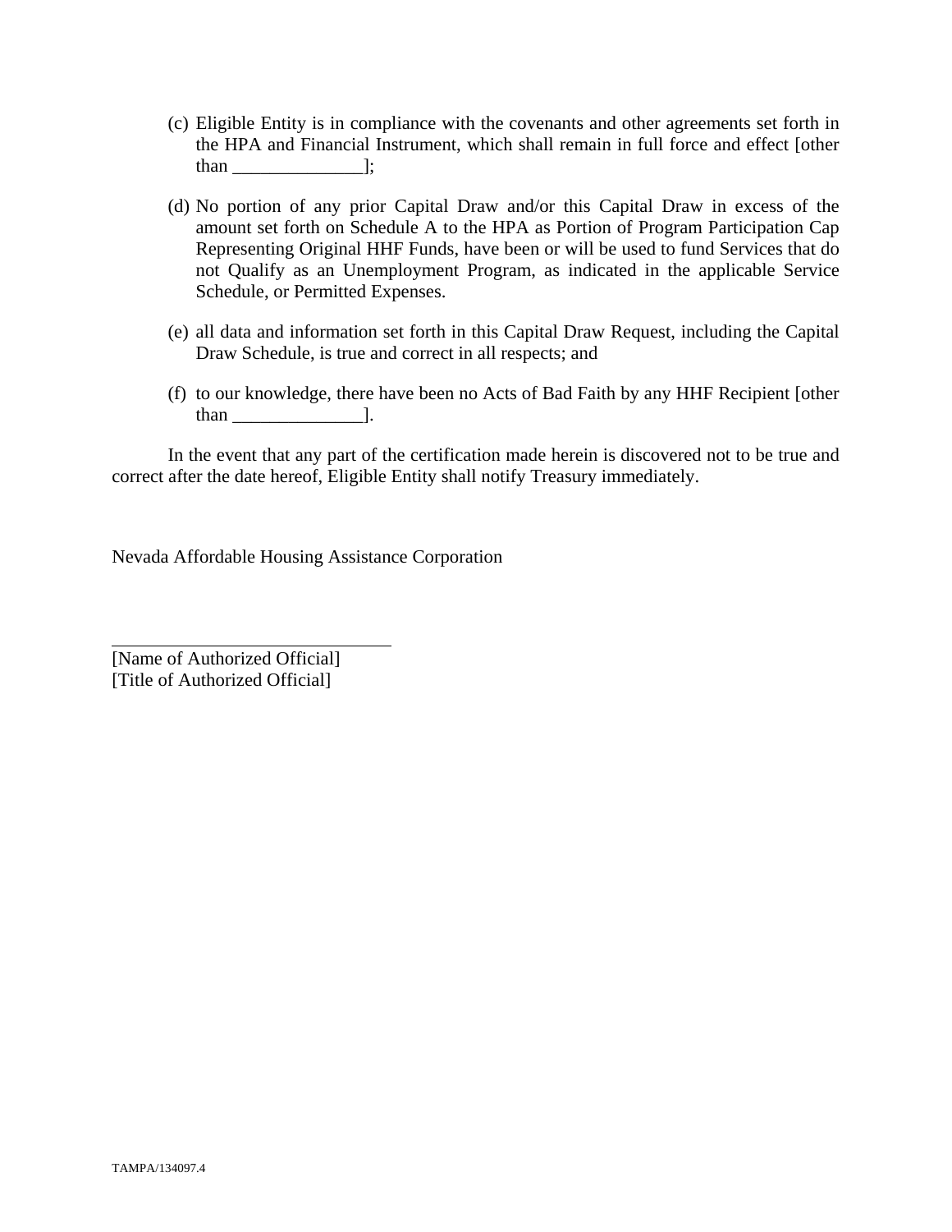(c) Eligible Entity is in compliance with the covenants and other agreements set forth in the HPA and Financial Instrument, which shall remain in full force and effect [other than ______________];

(d) No portion of any prior Capital Draw and/or this Capital Draw in excess of the amount set forth on Schedule A to the HPA as Portion of Program Participation Cap Representing Original HHF Funds, have been or will be used to fund Services that do not Qualify as an Unemployment Program, as indicated in the applicable Service Schedule, or Permitted Expenses.

(e) all data and information set forth in this Capital Draw Request, including the Capital Draw Schedule, is true and correct in all respects; and

(f) to our knowledge, there have been no Acts of Bad Faith by any HHF Recipient [other than ______________].

In the event that any part of the certification made herein is discovered not to be true and correct after the date hereof, Eligible Entity shall notify Treasury immediately.

Nevada Affordable Housing Assistance Corporation

______________________________

[Name of Authorized Official]
[Title of Authorized Official]

TAMPA/134097.4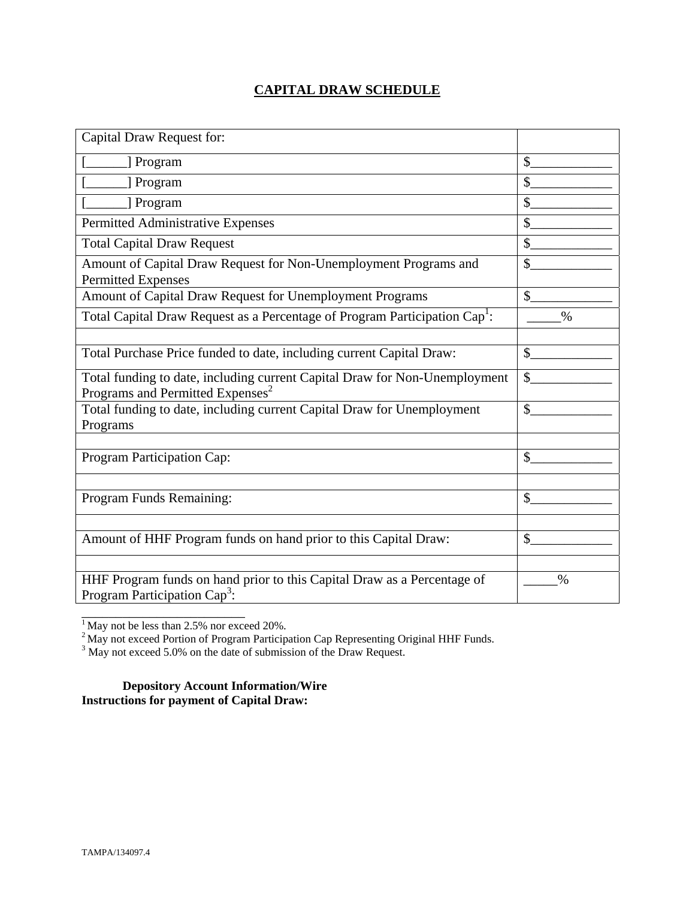# CAPITAL DRAW SCHEDULE

| Capital Draw Request for: | |
|---|---|
| [______] Program | $____________ |
| [______] Program | $____________ |
| [______] Program | $____________ |
| Permitted Administrative Expenses | $____________ |
| Total Capital Draw Request | $____________ |
| Amount of Capital Draw Request for Non-Unemployment Programs and Permitted Expenses | $____________ |
| Amount of Capital Draw Request for Unemployment Programs | $____________ |
| Total Capital Draw Request as a Percentage of Program Participation Cap[1]: | _____% |
| | |
| Total Purchase Price funded to date, including current Capital Draw: | $____________ |
| Total funding to date, including current Capital Draw for Non-Unemployment Programs and Permitted Expenses[2] | $____________ |
| Total funding to date, including current Capital Draw for Unemployment Programs | $____________ |
| | |
| Program Participation Cap: | $____________ |
| | |
| Program Funds Remaining: | $____________ |
| | |
| Amount of HHF Program funds on hand prior to this Capital Draw: | $____________ |
| | |
| HHF Program funds on hand prior to this Capital Draw as a Percentage of Program Participation Cap[3]: | _____% |

[1] May not be less than 2.5% nor exceed 20%.
[2] May not exceed Portion of Program Participation Cap Representing Original HHF Funds.
[3] May not exceed 5.0% on the date of submission of the Draw Request.

**Depository Account Information/Wire Instructions for payment of Capital Draw:**

TAMPA/134097.4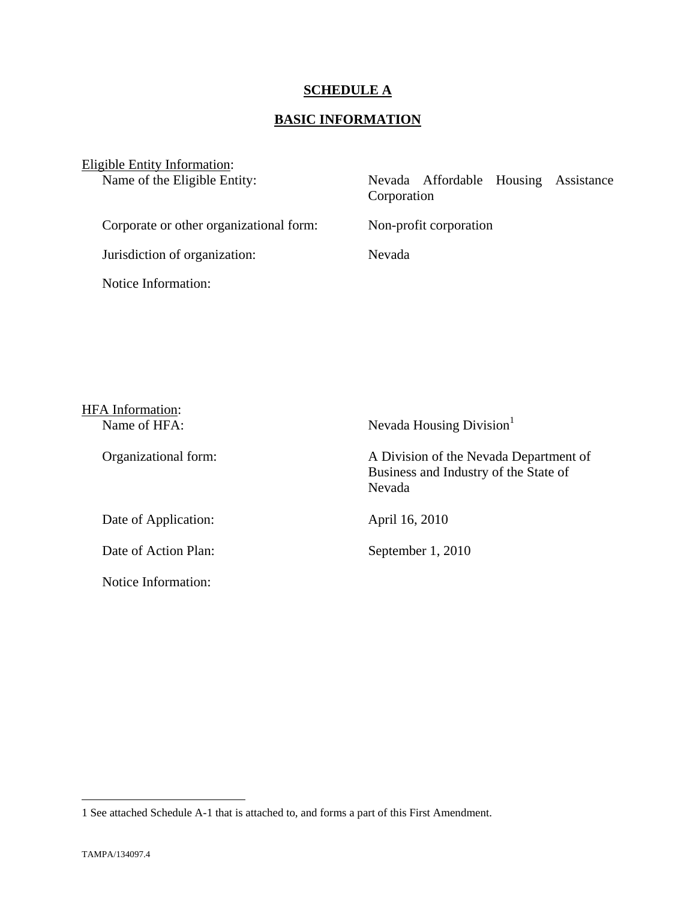# SCHEDULE A

## BASIC INFORMATION

Eligible Entity Information:

| | |
|---|---|
| Name of the Eligible Entity: | Nevada Affordable Housing Assistance Corporation |
| Corporate or other organizational form: | Non-profit corporation |
| Jurisdiction of organization: | Nevada |
| Notice Information: | |

HFA Information:

| | |
|---|---|
| Name of HFA: | Nevada Housing Division[1] |
| Organizational form: | A Division of the Nevada Department of Business and Industry of the State of Nevada |
| Date of Application: | April 16, 2010 |
| Date of Action Plan: | September 1, 2010 |
| Notice Information: | |

---

1 See attached Schedule A-1 that is attached to, and forms a part of this First Amendment.

TAMPA/134097.4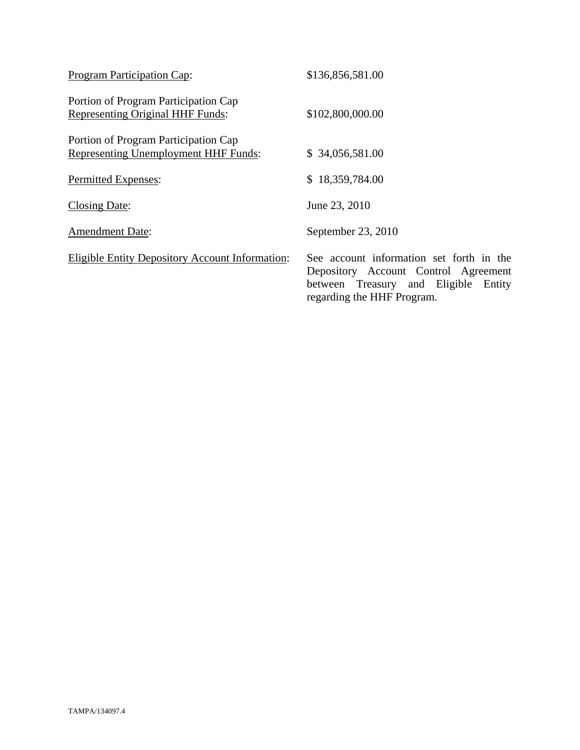| | |
|---|---|
| <u>Program Participation Cap</u>: | $136,856,581.00 |
| Portion of Program Participation Cap <u>Representing Original HHF Funds</u>: | $102,800,000.00 |
| Portion of Program Participation Cap <u>Representing Unemployment HHF Funds</u>: | $ 34,056,581.00 |
| <u>Permitted Expenses</u>: | $ 18,359,784.00 |
| <u>Closing Date</u>: | June 23, 2010 |
| <u>Amendment Date</u>: | September 23, 2010 |
| <u>Eligible Entity Depository Account Information</u>: | See account information set forth in the Depository Account Control Agreement between Treasury and Eligible Entity regarding the HHF Program. |

TAMPA/134097.4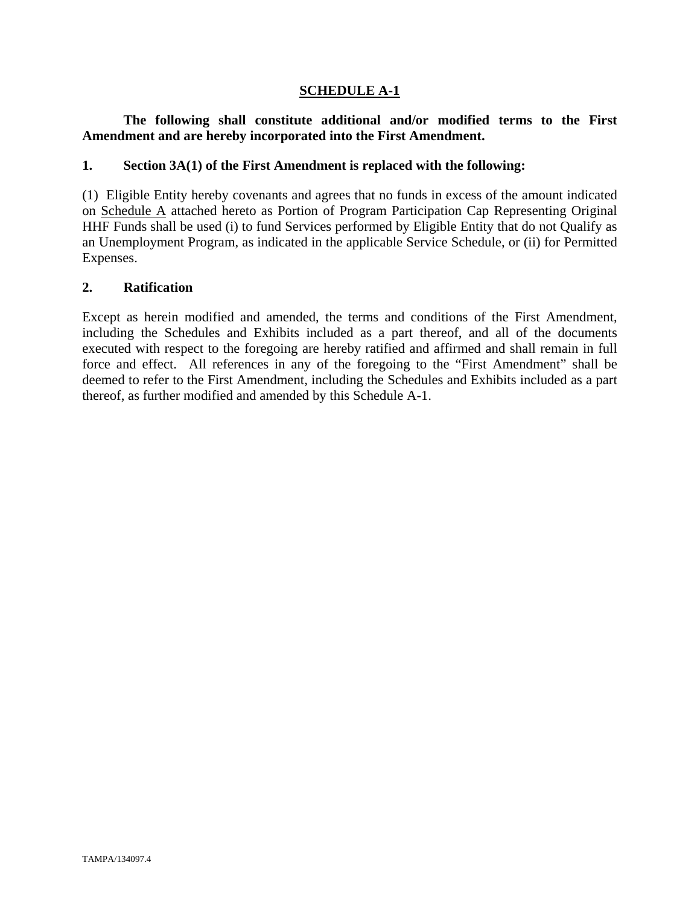# SCHEDULE A-1

**The following shall constitute additional and/or modified terms to the First Amendment and are hereby incorporated into the First Amendment.**

**1. Section 3A(1) of the First Amendment is replaced with the following:**

(1) Eligible Entity hereby covenants and agrees that no funds in excess of the amount indicated on Schedule A attached hereto as Portion of Program Participation Cap Representing Original HHF Funds shall be used (i) to fund Services performed by Eligible Entity that do not Qualify as an Unemployment Program, as indicated in the applicable Service Schedule, or (ii) for Permitted Expenses.

**2. Ratification**

Except as herein modified and amended, the terms and conditions of the First Amendment, including the Schedules and Exhibits included as a part thereof, and all of the documents executed with respect to the foregoing are hereby ratified and affirmed and shall remain in full force and effect. All references in any of the foregoing to the "First Amendment" shall be deemed to refer to the First Amendment, including the Schedules and Exhibits included as a part thereof, as further modified and amended by this Schedule A-1.

TAMPA/134097.4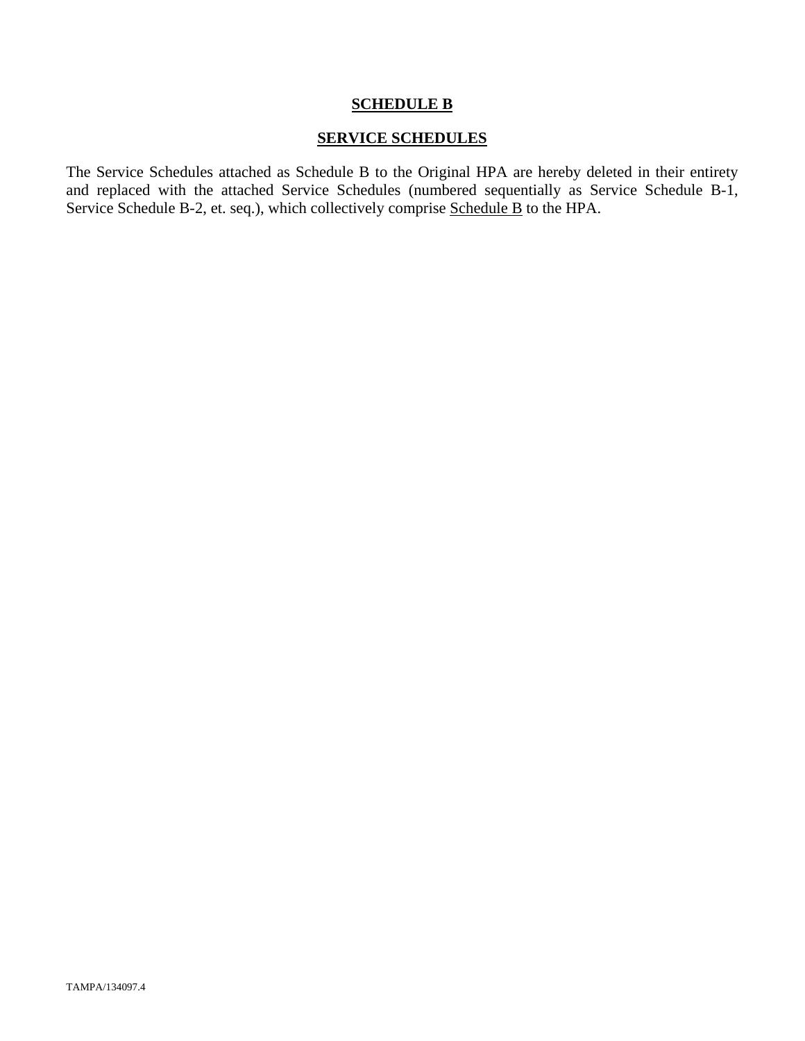# SCHEDULE B

## SERVICE SCHEDULES

The Service Schedules attached as Schedule B to the Original HPA are hereby deleted in their entirety and replaced with the attached Service Schedules (numbered sequentially as Service Schedule B-1, Service Schedule B-2, et. seq.), which collectively comprise Schedule B to the HPA.

TAMPA/134097.4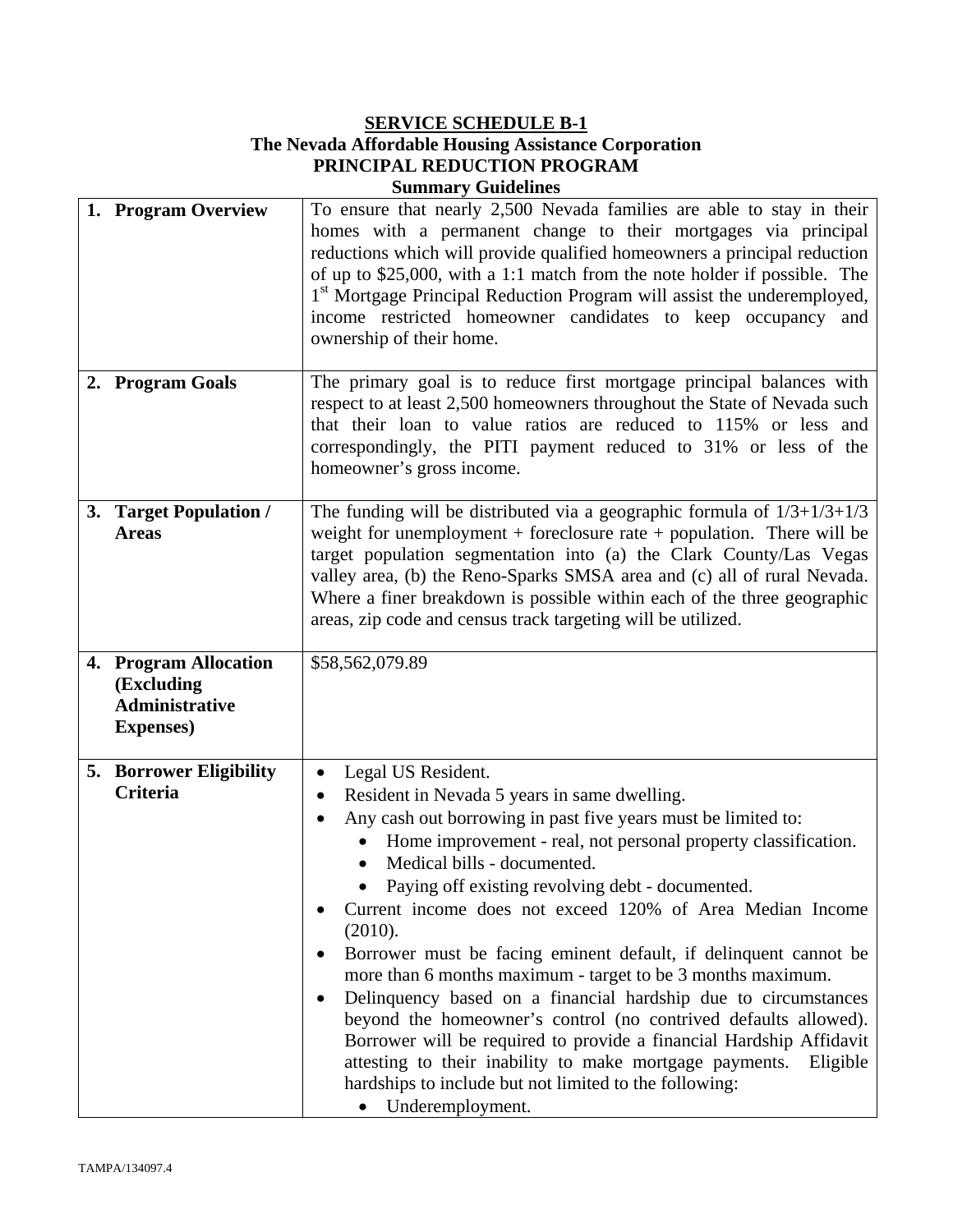**SERVICE SCHEDULE B-1**
**The Nevada Affordable Housing Assistance Corporation**
**PRINCIPAL REDUCTION PROGRAM**
**Summary Guidelines**

| | |
|---|---|
| **1. Program Overview** | To ensure that nearly 2,500 Nevada families are able to stay in their homes with a permanent change to their mortgages via principal reductions which will provide qualified homeowners a principal reduction of up to $25,000, with a 1:1 match from the note holder if possible. The 1st Mortgage Principal Reduction Program will assist the underemployed, income restricted homeowner candidates to keep occupancy and ownership of their home. |
| **2. Program Goals** | The primary goal is to reduce first mortgage principal balances with respect to at least 2,500 homeowners throughout the State of Nevada such that their loan to value ratios are reduced to 115% or less and correspondingly, the PITI payment reduced to 31% or less of the homeowner's gross income. |
| **3. Target Population / Areas** | The funding will be distributed via a geographic formula of 1/3+1/3+1/3 weight for unemployment + foreclosure rate + population. There will be target population segmentation into (a) the Clark County/Las Vegas valley area, (b) the Reno-Sparks SMSA area and (c) all of rural Nevada. Where a finer breakdown is possible within each of the three geographic areas, zip code and census track targeting will be utilized. |
| **4. Program Allocation (Excluding Administrative Expenses)** | $58,562,079.89 |
| **5. Borrower Eligibility Criteria** | • Legal US Resident.<br>• Resident in Nevada 5 years in same dwelling.<br>• Any cash out borrowing in past five years must be limited to:<br>&nbsp;&nbsp;&nbsp;&nbsp;• Home improvement - real, not personal property classification.<br>&nbsp;&nbsp;&nbsp;&nbsp;• Medical bills - documented.<br>&nbsp;&nbsp;&nbsp;&nbsp;• Paying off existing revolving debt - documented.<br>• Current income does not exceed 120% of Area Median Income (2010).<br>• Borrower must be facing eminent default, if delinquent cannot be more than 6 months maximum - target to be 3 months maximum.<br>• Delinquency based on a financial hardship due to circumstances beyond the homeowner's control (no contrived defaults allowed). Borrower will be required to provide a financial Hardship Affidavit attesting to their inability to make mortgage payments. Eligible hardships to include but not limited to the following:<br>&nbsp;&nbsp;&nbsp;&nbsp;• Underemployment. |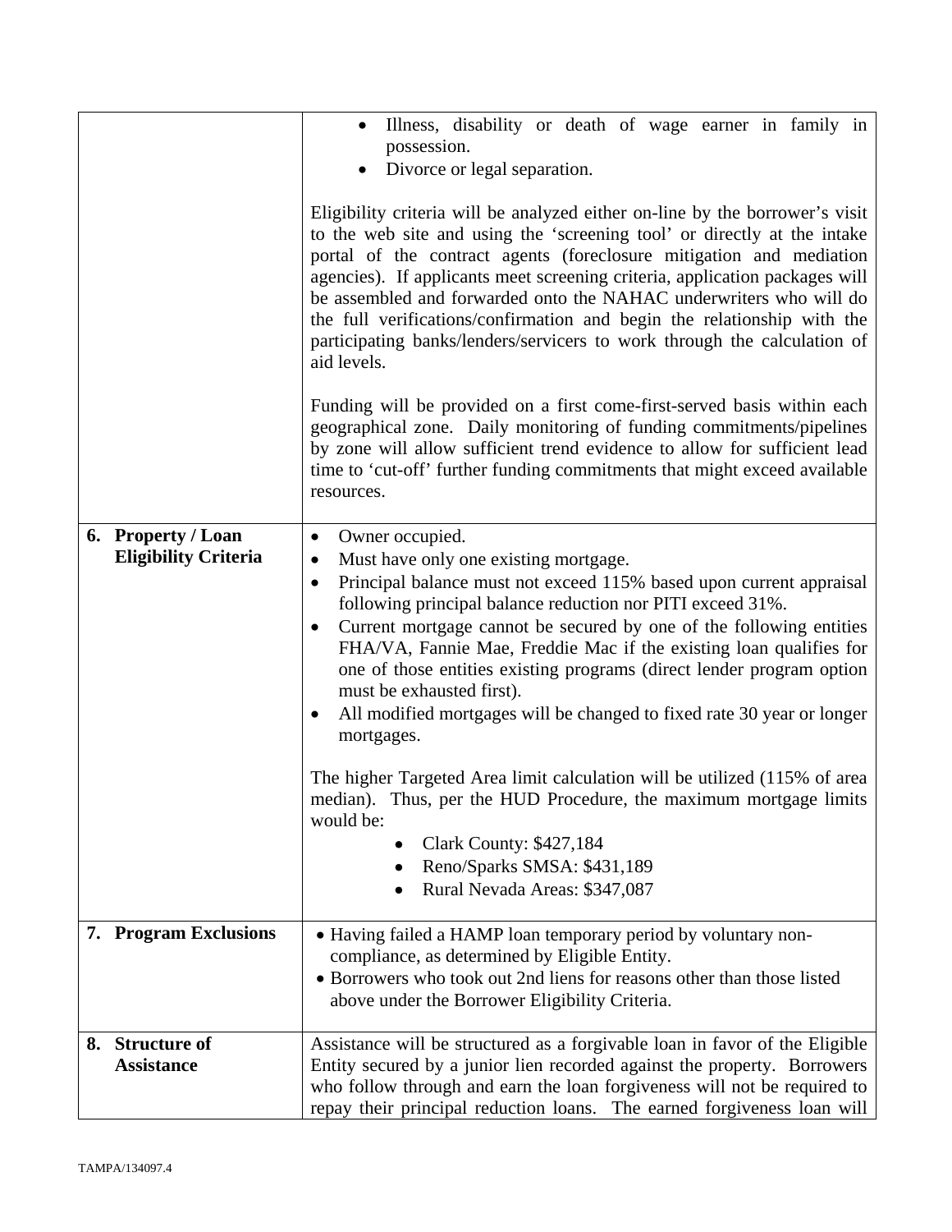| | |
|---|---|
| | • Illness, disability or death of wage earner in family in possession.<br>• Divorce or legal separation.<br><br>Eligibility criteria will be analyzed either on-line by the borrower's visit to the web site and using the 'screening tool' or directly at the intake portal of the contract agents (foreclosure mitigation and mediation agencies). If applicants meet screening criteria, application packages will be assembled and forwarded onto the NAHAC underwriters who will do the full verifications/confirmation and begin the relationship with the participating banks/lenders/servicers to work through the calculation of aid levels.<br><br>Funding will be provided on a first come-first-served basis within each geographical zone. Daily monitoring of funding commitments/pipelines by zone will allow sufficient trend evidence to allow for sufficient lead time to 'cut-off' further funding commitments that might exceed available resources. |
| **6. Property / Loan Eligibility Criteria** | • Owner occupied.<br>• Must have only one existing mortgage.<br>• Principal balance must not exceed 115% based upon current appraisal following principal balance reduction nor PITI exceed 31%.<br>• Current mortgage cannot be secured by one of the following entities FHA/VA, Fannie Mae, Freddie Mac if the existing loan qualifies for one of those entities existing programs (direct lender program option must be exhausted first).<br>• All modified mortgages will be changed to fixed rate 30 year or longer mortgages.<br><br>The higher Targeted Area limit calculation will be utilized (115% of area median). Thus, per the HUD Procedure, the maximum mortgage limits would be:<br>• Clark County: $427,184<br>• Reno/Sparks SMSA: $431,189<br>• Rural Nevada Areas: $347,087 |
| **7. Program Exclusions** | • Having failed a HAMP loan temporary period by voluntary non-compliance, as determined by Eligible Entity.<br>• Borrowers who took out 2nd liens for reasons other than those listed above under the Borrower Eligibility Criteria. |
| **8. Structure of Assistance** | Assistance will be structured as a forgivable loan in favor of the Eligible Entity secured by a junior lien recorded against the property. Borrowers who follow through and earn the loan forgiveness will not be required to repay their principal reduction loans. The earned forgiveness loan will |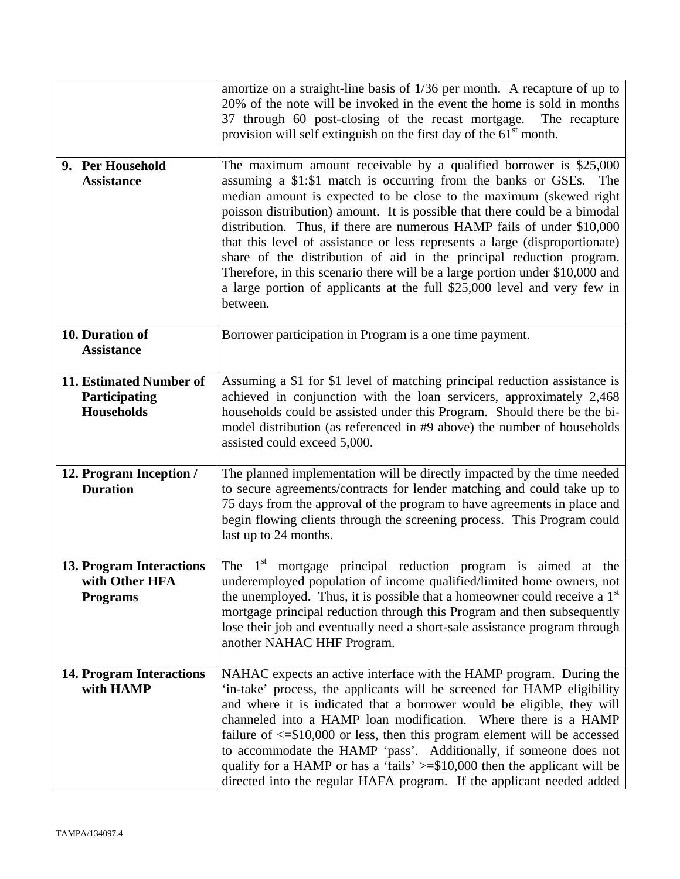| | |
|---|---|
| | amortize on a straight-line basis of 1/36 per month. A recapture of up to 20% of the note will be invoked in the event the home is sold in months 37 through 60 post-closing of the recast mortgage. The recapture provision will self extinguish on the first day of the 61st month. |
| **9. Per Household Assistance** | The maximum amount receivable by a qualified borrower is $25,000 assuming a $1:$1 match is occurring from the banks or GSEs. The median amount is expected to be close to the maximum (skewed right poisson distribution) amount. It is possible that there could be a bimodal distribution. Thus, if there are numerous HAMP fails of under $10,000 that this level of assistance or less represents a large (disproportionate) share of the distribution of aid in the principal reduction program. Therefore, in this scenario there will be a large portion under $10,000 and a large portion of applicants at the full $25,000 level and very few in between. |
| **10. Duration of Assistance** | Borrower participation in Program is a one time payment. |
| **11. Estimated Number of Participating Households** | Assuming a $1 for $1 level of matching principal reduction assistance is achieved in conjunction with the loan servicers, approximately 2,468 households could be assisted under this Program. Should there be the bi-model distribution (as referenced in #9 above) the number of households assisted could exceed 5,000. |
| **12. Program Inception / Duration** | The planned implementation will be directly impacted by the time needed to secure agreements/contracts for lender matching and could take up to 75 days from the approval of the program to have agreements in place and begin flowing clients through the screening process. This Program could last up to 24 months. |
| **13. Program Interactions with Other HFA Programs** | The 1st mortgage principal reduction program is aimed at the underemployed population of income qualified/limited home owners, not the unemployed. Thus, it is possible that a homeowner could receive a 1st mortgage principal reduction through this Program and then subsequently lose their job and eventually need a short-sale assistance program through another NAHAC HHF Program. |
| **14. Program Interactions with HAMP** | NAHAC expects an active interface with the HAMP program. During the 'in-take' process, the applicants will be screened for HAMP eligibility and where it is indicated that a borrower would be eligible, they will channeled into a HAMP loan modification. Where there is a HAMP failure of <=$10,000 or less, then this program element will be accessed to accommodate the HAMP 'pass'. Additionally, if someone does not qualify for a HAMP or has a 'fails' >=$10,000 then the applicant will be directed into the regular HAFA program. If the applicant needed added |

TAMPA/134097.4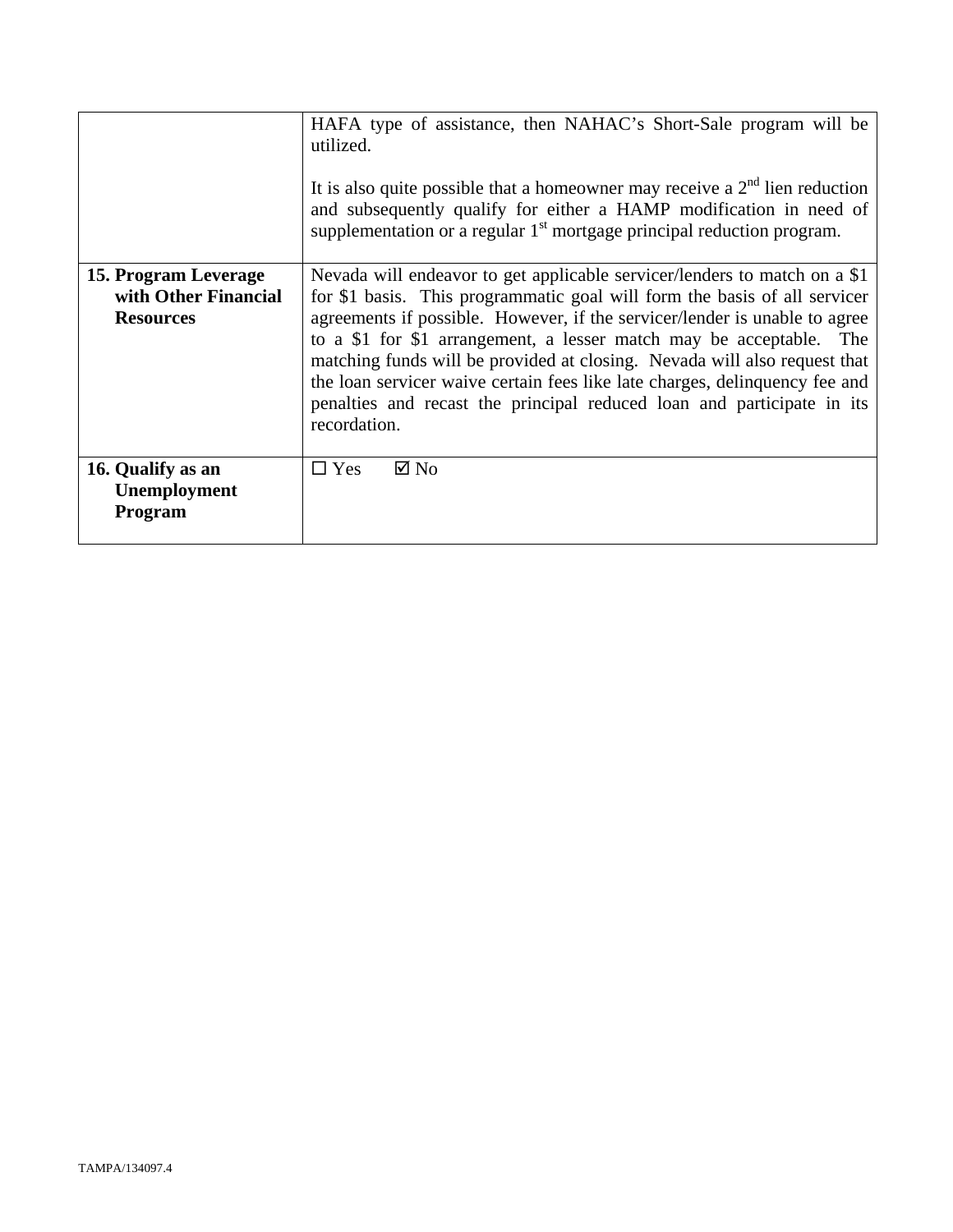| | |
|---|---|
| | HAFA type of assistance, then NAHAC's Short-Sale program will be utilized.<br><br>It is also quite possible that a homeowner may receive a 2nd lien reduction and subsequently qualify for either a HAMP modification in need of supplementation or a regular 1st mortgage principal reduction program. |
| **15. Program Leverage with Other Financial Resources** | Nevada will endeavor to get applicable servicer/lenders to match on a $1 for $1 basis. This programmatic goal will form the basis of all servicer agreements if possible. However, if the servicer/lender is unable to agree to a $1 for $1 arrangement, a lesser match may be acceptable. The matching funds will be provided at closing. Nevada will also request that the loan servicer waive certain fees like late charges, delinquency fee and penalties and recast the principal reduced loan and participate in its recordation. |
| **16. Qualify as an Unemployment Program** | ☐ Yes ☑ No |

TAMPA/134097.4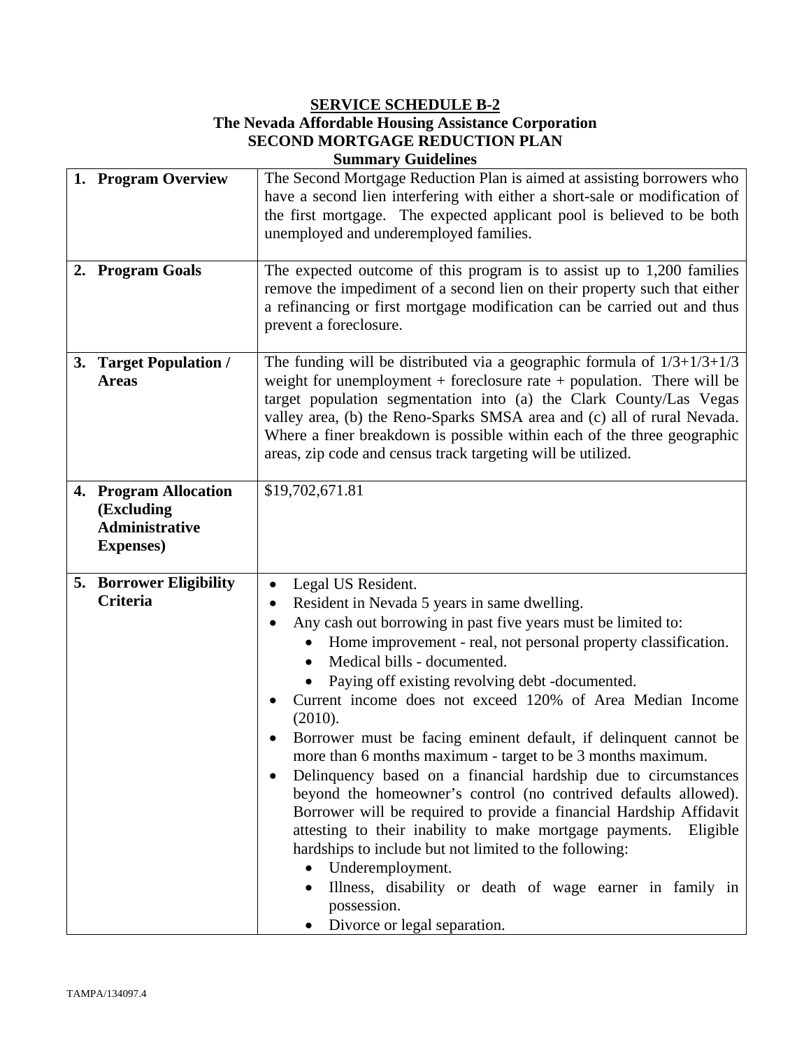**SERVICE SCHEDULE B-2**
**The Nevada Affordable Housing Assistance Corporation**
**SECOND MORTGAGE REDUCTION PLAN**
**Summary Guidelines**

| | |
|---|---|
| **1. Program Overview** | The Second Mortgage Reduction Plan is aimed at assisting borrowers who have a second lien interfering with either a short-sale or modification of the first mortgage. The expected applicant pool is believed to be both unemployed and underemployed families. |
| **2. Program Goals** | The expected outcome of this program is to assist up to 1,200 families remove the impediment of a second lien on their property such that either a refinancing or first mortgage modification can be carried out and thus prevent a foreclosure. |
| **3. Target Population / Areas** | The funding will be distributed via a geographic formula of 1/3+1/3+1/3 weight for unemployment + foreclosure rate + population. There will be target population segmentation into (a) the Clark County/Las Vegas valley area, (b) the Reno-Sparks SMSA area and (c) all of rural Nevada. Where a finer breakdown is possible within each of the three geographic areas, zip code and census track targeting will be utilized. |
| **4. Program Allocation (Excluding Administrative Expenses)** | $19,702,671.81 |
| **5. Borrower Eligibility Criteria** | • Legal US Resident.<br>• Resident in Nevada 5 years in same dwelling.<br>• Any cash out borrowing in past five years must be limited to:<br>&nbsp;&nbsp;&nbsp;&nbsp;• Home improvement - real, not personal property classification.<br>&nbsp;&nbsp;&nbsp;&nbsp;• Medical bills - documented.<br>&nbsp;&nbsp;&nbsp;&nbsp;• Paying off existing revolving debt -documented.<br>• Current income does not exceed 120% of Area Median Income (2010).<br>• Borrower must be facing eminent default, if delinquent cannot be more than 6 months maximum - target to be 3 months maximum.<br>• Delinquency based on a financial hardship due to circumstances beyond the homeowner's control (no contrived defaults allowed). Borrower will be required to provide a financial Hardship Affidavit attesting to their inability to make mortgage payments. Eligible hardships to include but not limited to the following:<br>&nbsp;&nbsp;&nbsp;&nbsp;• Underemployment.<br>&nbsp;&nbsp;&nbsp;&nbsp;• Illness, disability or death of wage earner in family in possession.<br>&nbsp;&nbsp;&nbsp;&nbsp;• Divorce or legal separation. |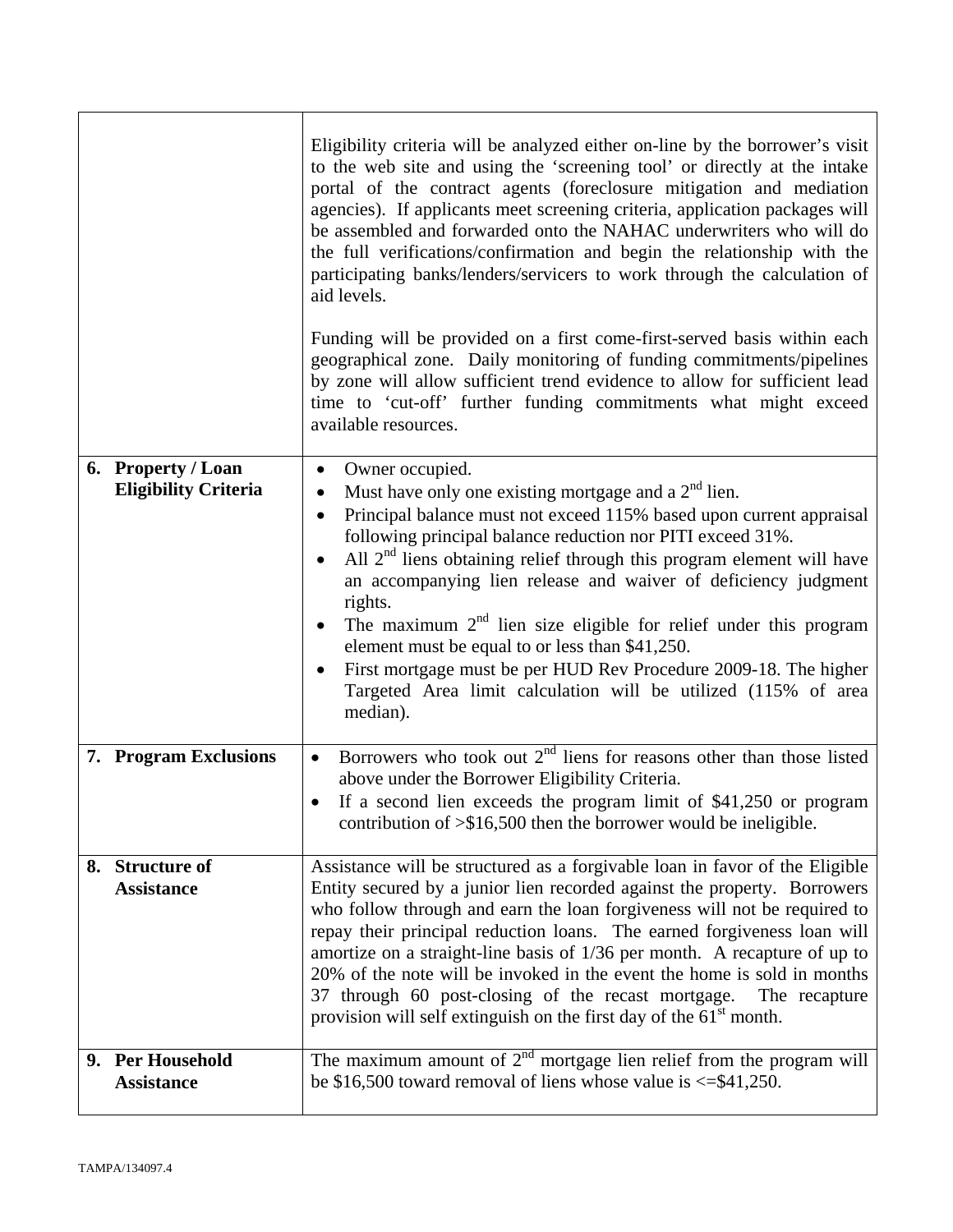| | |
|---|---|
| | Eligibility criteria will be analyzed either on-line by the borrower's visit to the web site and using the 'screening tool' or directly at the intake portal of the contract agents (foreclosure mitigation and mediation agencies). If applicants meet screening criteria, application packages will be assembled and forwarded onto the NAHAC underwriters who will do the full verifications/confirmation and begin the relationship with the participating banks/lenders/servicers to work through the calculation of aid levels.<br><br>Funding will be provided on a first come-first-served basis within each geographical zone. Daily monitoring of funding commitments/pipelines by zone will allow sufficient trend evidence to allow for sufficient lead time to 'cut-off' further funding commitments what might exceed available resources. |
| **6. Property / Loan Eligibility Criteria** | • Owner occupied.<br>• Must have only one existing mortgage and a 2nd lien.<br>• Principal balance must not exceed 115% based upon current appraisal following principal balance reduction nor PITI exceed 31%.<br>• All 2nd liens obtaining relief through this program element will have an accompanying lien release and waiver of deficiency judgment rights.<br>• The maximum 2nd lien size eligible for relief under this program element must be equal to or less than \$41,250.<br>• First mortgage must be per HUD Rev Procedure 2009-18. The higher Targeted Area limit calculation will be utilized (115% of area median). |
| **7. Program Exclusions** | • Borrowers who took out 2nd liens for reasons other than those listed above under the Borrower Eligibility Criteria.<br>• If a second lien exceeds the program limit of \$41,250 or program contribution of >\$16,500 then the borrower would be ineligible. |
| **8. Structure of Assistance** | Assistance will be structured as a forgivable loan in favor of the Eligible Entity secured by a junior lien recorded against the property. Borrowers who follow through and earn the loan forgiveness will not be required to repay their principal reduction loans. The earned forgiveness loan will amortize on a straight-line basis of 1/36 per month. A recapture of up to 20% of the note will be invoked in the event the home is sold in months 37 through 60 post-closing of the recast mortgage. The recapture provision will self extinguish on the first day of the 61st month. |
| **9. Per Household Assistance** | The maximum amount of 2nd mortgage lien relief from the program will be \$16,500 toward removal of liens whose value is <=\$41,250. |

TAMPA/134097.4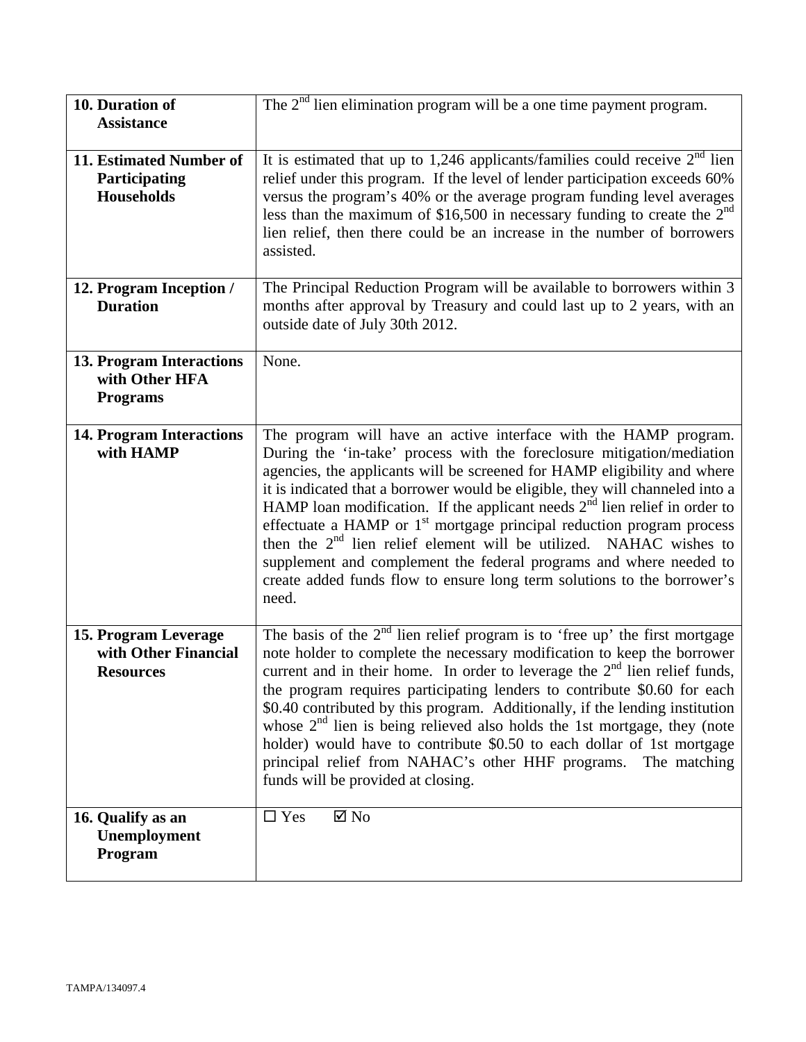| | |
|---|---|
| **10. Duration of Assistance** | The 2nd lien elimination program will be a one time payment program. |
| **11. Estimated Number of Participating Households** | It is estimated that up to 1,246 applicants/families could receive 2nd lien relief under this program. If the level of lender participation exceeds 60% versus the program's 40% or the average program funding level averages less than the maximum of $16,500 in necessary funding to create the 2nd lien relief, then there could be an increase in the number of borrowers assisted. |
| **12. Program Inception / Duration** | The Principal Reduction Program will be available to borrowers within 3 months after approval by Treasury and could last up to 2 years, with an outside date of July 30th 2012. |
| **13. Program Interactions with Other HFA Programs** | None. |
| **14. Program Interactions with HAMP** | The program will have an active interface with the HAMP program. During the 'in-take' process with the foreclosure mitigation/mediation agencies, the applicants will be screened for HAMP eligibility and where it is indicated that a borrower would be eligible, they will channeled into a HAMP loan modification. If the applicant needs 2nd lien relief in order to effectuate a HAMP or 1st mortgage principal reduction program process then the 2nd lien relief element will be utilized. NAHAC wishes to supplement and complement the federal programs and where needed to create added funds flow to ensure long term solutions to the borrower's need. |
| **15. Program Leverage with Other Financial Resources** | The basis of the 2nd lien relief program is to 'free up' the first mortgage note holder to complete the necessary modification to keep the borrower current and in their home. In order to leverage the 2nd lien relief funds, the program requires participating lenders to contribute $0.60 for each $0.40 contributed by this program. Additionally, if the lending institution whose 2nd lien is being relieved also holds the 1st mortgage, they (note holder) would have to contribute $0.50 to each dollar of 1st mortgage principal relief from NAHAC's other HHF programs. The matching funds will be provided at closing. |
| **16. Qualify as an Unemployment Program** | ☐ Yes ☑ No |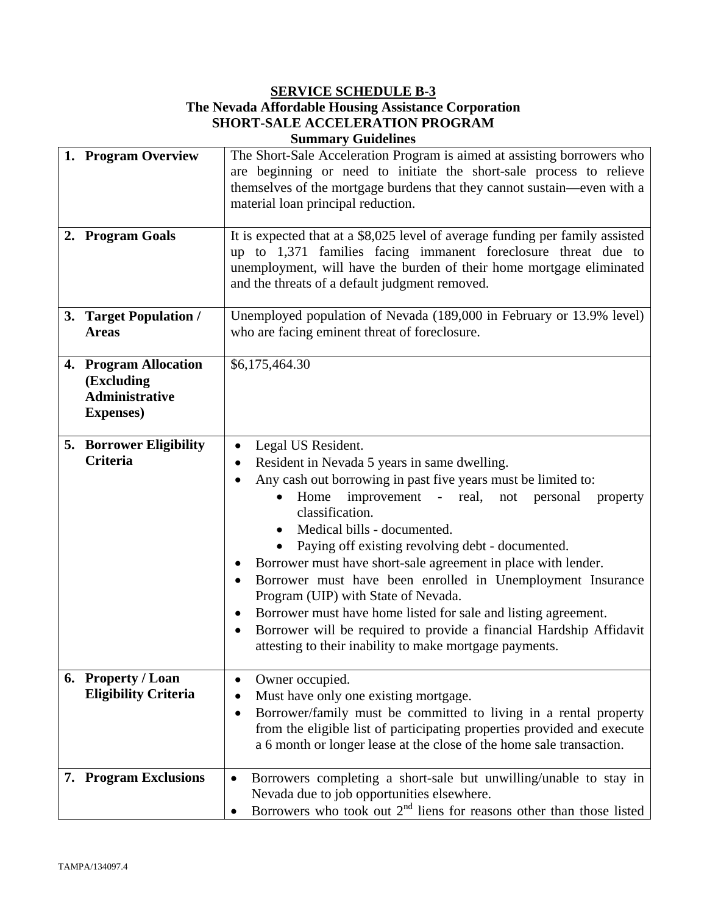**SERVICE SCHEDULE B-3**
**The Nevada Affordable Housing Assistance Corporation**
**SHORT-SALE ACCELERATION PROGRAM**
**Summary Guidelines**

| | |
|---|---|
| **1. Program Overview** | The Short-Sale Acceleration Program is aimed at assisting borrowers who are beginning or need to initiate the short-sale process to relieve themselves of the mortgage burdens that they cannot sustain—even with a material loan principal reduction. |
| **2. Program Goals** | It is expected that at a $8,025 level of average funding per family assisted up to 1,371 families facing immanent foreclosure threat due to unemployment, will have the burden of their home mortgage eliminated and the threats of a default judgment removed. |
| **3. Target Population / Areas** | Unemployed population of Nevada (189,000 in February or 13.9% level) who are facing eminent threat of foreclosure. |
| **4. Program Allocation (Excluding Administrative Expenses)** | $6,175,464.30 |
| **5. Borrower Eligibility Criteria** | • Legal US Resident.<br>• Resident in Nevada 5 years in same dwelling.<br>• Any cash out borrowing in past five years must be limited to:<br>&nbsp;&nbsp;&nbsp;&nbsp;• Home improvement - real, not personal property classification.<br>&nbsp;&nbsp;&nbsp;&nbsp;• Medical bills - documented.<br>&nbsp;&nbsp;&nbsp;&nbsp;• Paying off existing revolving debt - documented.<br>• Borrower must have short-sale agreement in place with lender.<br>• Borrower must have been enrolled in Unemployment Insurance Program (UIP) with State of Nevada.<br>• Borrower must have home listed for sale and listing agreement.<br>• Borrower will be required to provide a financial Hardship Affidavit attesting to their inability to make mortgage payments. |
| **6. Property / Loan Eligibility Criteria** | • Owner occupied.<br>• Must have only one existing mortgage.<br>• Borrower/family must be committed to living in a rental property from the eligible list of participating properties provided and execute a 6 month or longer lease at the close of the home sale transaction. |
| **7. Program Exclusions** | • Borrowers completing a short-sale but unwilling/unable to stay in Nevada due to job opportunities elsewhere.<br>• Borrowers who took out 2nd liens for reasons other than those listed |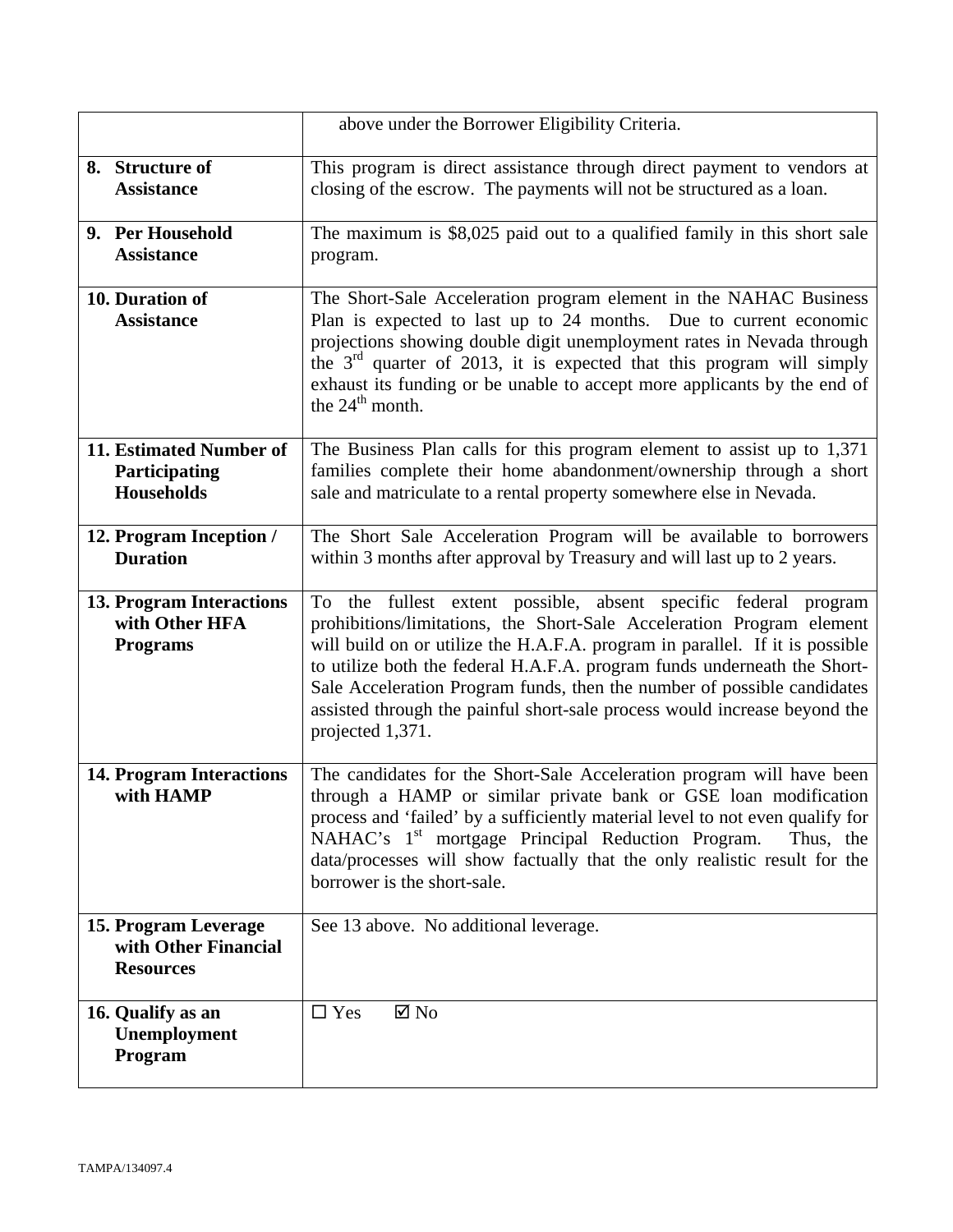| | |
|---|---|
| | above under the Borrower Eligibility Criteria. |
| **8. Structure of Assistance** | This program is direct assistance through direct payment to vendors at closing of the escrow. The payments will not be structured as a loan. |
| **9. Per Household Assistance** | The maximum is $8,025 paid out to a qualified family in this short sale program. |
| **10. Duration of Assistance** | The Short-Sale Acceleration program element in the NAHAC Business Plan is expected to last up to 24 months. Due to current economic projections showing double digit unemployment rates in Nevada through the 3rd quarter of 2013, it is expected that this program will simply exhaust its funding or be unable to accept more applicants by the end of the 24th month. |
| **11. Estimated Number of Participating Households** | The Business Plan calls for this program element to assist up to 1,371 families complete their home abandonment/ownership through a short sale and matriculate to a rental property somewhere else in Nevada. |
| **12. Program Inception / Duration** | The Short Sale Acceleration Program will be available to borrowers within 3 months after approval by Treasury and will last up to 2 years. |
| **13. Program Interactions with Other HFA Programs** | To the fullest extent possible, absent specific federal program prohibitions/limitations, the Short-Sale Acceleration Program element will build on or utilize the H.A.F.A. program in parallel. If it is possible to utilize both the federal H.A.F.A. program funds underneath the Short-Sale Acceleration Program funds, then the number of possible candidates assisted through the painful short-sale process would increase beyond the projected 1,371. |
| **14. Program Interactions with HAMP** | The candidates for the Short-Sale Acceleration program will have been through a HAMP or similar private bank or GSE loan modification process and 'failed' by a sufficiently material level to not even qualify for NAHAC's 1st mortgage Principal Reduction Program. Thus, the data/processes will show factually that the only realistic result for the borrower is the short-sale. |
| **15. Program Leverage with Other Financial Resources** | See 13 above. No additional leverage. |
| **16. Qualify as an Unemployment Program** | ☐ Yes ☑ No |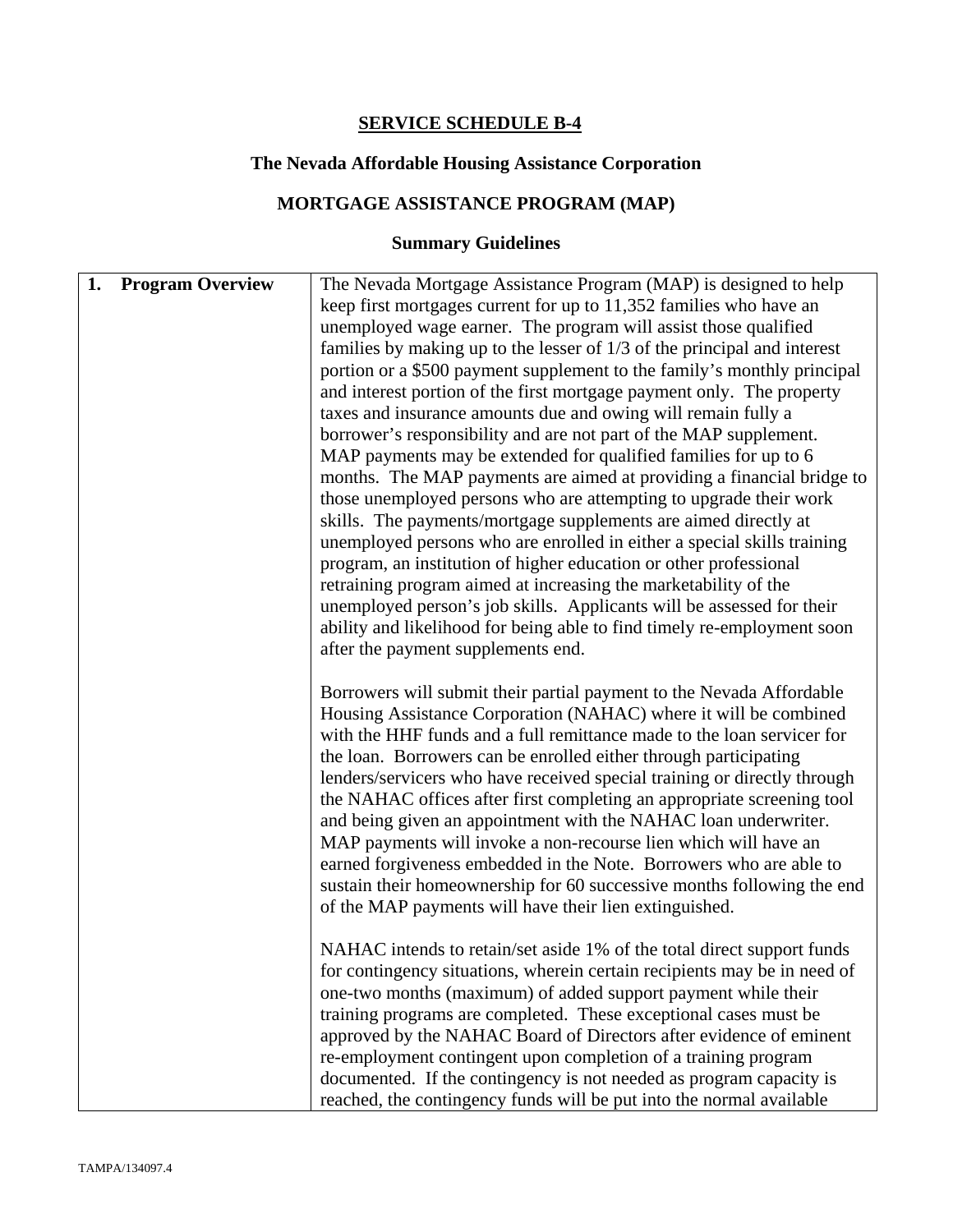## SERVICE SCHEDULE B-4

### The Nevada Affordable Housing Assistance Corporation

### MORTGAGE ASSISTANCE PROGRAM (MAP)

### Summary Guidelines

| **1. Program Overview** | The Nevada Mortgage Assistance Program (MAP) is designed to help keep first mortgages current for up to 11,352 families who have an unemployed wage earner. The program will assist those qualified families by making up to the lesser of 1/3 of the principal and interest portion or a $500 payment supplement to the family's monthly principal and interest portion of the first mortgage payment only. The property taxes and insurance amounts due and owing will remain fully a borrower's responsibility and are not part of the MAP supplement. MAP payments may be extended for qualified families for up to 6 months. The MAP payments are aimed at providing a financial bridge to those unemployed persons who are attempting to upgrade their work skills. The payments/mortgage supplements are aimed directly at unemployed persons who are enrolled in either a special skills training program, an institution of higher education or other professional retraining program aimed at increasing the marketability of the unemployed person's job skills. Applicants will be assessed for their ability and likelihood for being able to find timely re-employment soon after the payment supplements end.<br><br>Borrowers will submit their partial payment to the Nevada Affordable Housing Assistance Corporation (NAHAC) where it will be combined with the HHF funds and a full remittance made to the loan servicer for the loan. Borrowers can be enrolled either through participating lenders/servicers who have received special training or directly through the NAHAC offices after first completing an appropriate screening tool and being given an appointment with the NAHAC loan underwriter. MAP payments will invoke a non-recourse lien which will have an earned forgiveness embedded in the Note. Borrowers who are able to sustain their homeownership for 60 successive months following the end of the MAP payments will have their lien extinguished.<br><br>NAHAC intends to retain/set aside 1% of the total direct support funds for contingency situations, wherein certain recipients may be in need of one-two months (maximum) of added support payment while their training programs are completed. These exceptional cases must be approved by the NAHAC Board of Directors after evidence of eminent re-employment contingent upon completion of a training program documented. If the contingency is not needed as program capacity is reached, the contingency funds will be put into the normal available |
|---|---|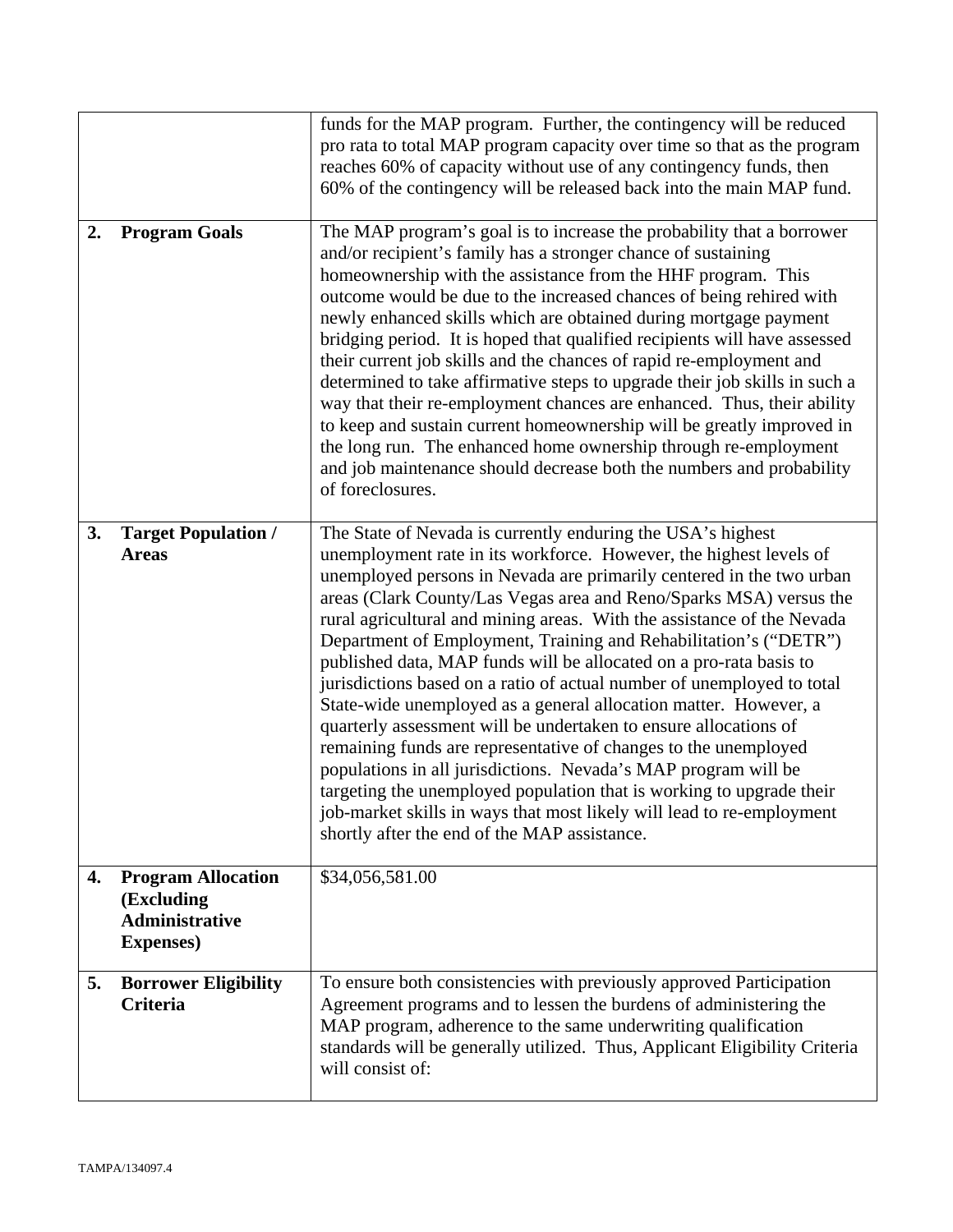| | |
|---|---|
| | funds for the MAP program. Further, the contingency will be reduced pro rata to total MAP program capacity over time so that as the program reaches 60% of capacity without use of any contingency funds, then 60% of the contingency will be released back into the main MAP fund. |
| **2. Program Goals** | The MAP program's goal is to increase the probability that a borrower and/or recipient's family has a stronger chance of sustaining homeownership with the assistance from the HHF program. This outcome would be due to the increased chances of being rehired with newly enhanced skills which are obtained during mortgage payment bridging period. It is hoped that qualified recipients will have assessed their current job skills and the chances of rapid re-employment and determined to take affirmative steps to upgrade their job skills in such a way that their re-employment chances are enhanced. Thus, their ability to keep and sustain current homeownership will be greatly improved in the long run. The enhanced home ownership through re-employment and job maintenance should decrease both the numbers and probability of foreclosures. |
| **3. Target Population / Areas** | The State of Nevada is currently enduring the USA's highest unemployment rate in its workforce. However, the highest levels of unemployed persons in Nevada are primarily centered in the two urban areas (Clark County/Las Vegas area and Reno/Sparks MSA) versus the rural agricultural and mining areas. With the assistance of the Nevada Department of Employment, Training and Rehabilitation's ("DETR") published data, MAP funds will be allocated on a pro-rata basis to jurisdictions based on a ratio of actual number of unemployed to total State-wide unemployed as a general allocation matter. However, a quarterly assessment will be undertaken to ensure allocations of remaining funds are representative of changes to the unemployed populations in all jurisdictions. Nevada's MAP program will be targeting the unemployed population that is working to upgrade their job-market skills in ways that most likely will lead to re-employment shortly after the end of the MAP assistance. |
| **4. Program Allocation (Excluding Administrative Expenses)** | $34,056,581.00 |
| **5. Borrower Eligibility Criteria** | To ensure both consistencies with previously approved Participation Agreement programs and to lessen the burdens of administering the MAP program, adherence to the same underwriting qualification standards will be generally utilized. Thus, Applicant Eligibility Criteria will consist of: |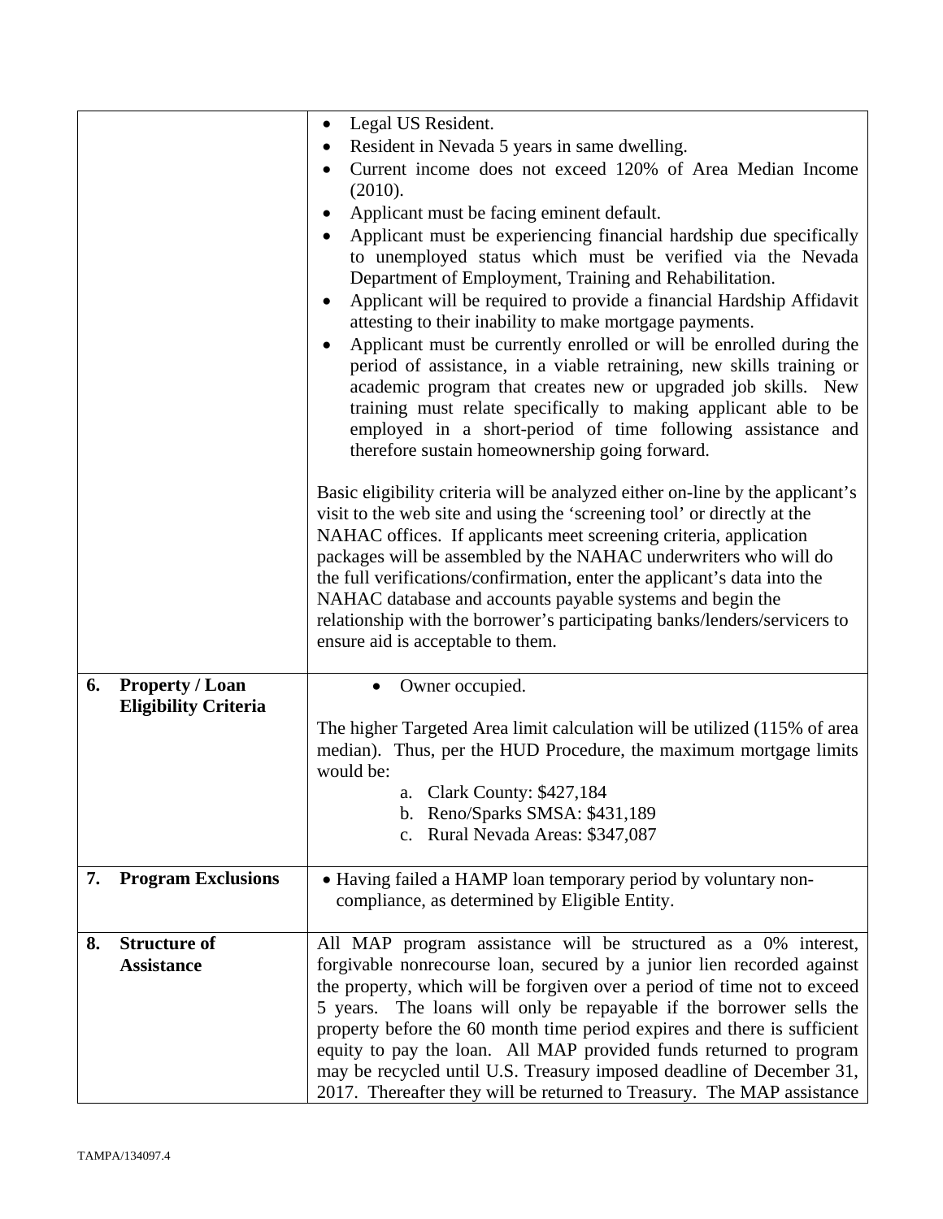| | |
|---|---|
| | • Legal US Resident.<br>• Resident in Nevada 5 years in same dwelling.<br>• Current income does not exceed 120% of Area Median Income (2010).<br>• Applicant must be facing eminent default.<br>• Applicant must be experiencing financial hardship due specifically to unemployed status which must be verified via the Nevada Department of Employment, Training and Rehabilitation.<br>• Applicant will be required to provide a financial Hardship Affidavit attesting to their inability to make mortgage payments.<br>• Applicant must be currently enrolled or will be enrolled during the period of assistance, in a viable retraining, new skills training or academic program that creates new or upgraded job skills. New training must relate specifically to making applicant able to be employed in a short-period of time following assistance and therefore sustain homeownership going forward.<br><br>Basic eligibility criteria will be analyzed either on-line by the applicant's visit to the web site and using the 'screening tool' or directly at the NAHAC offices. If applicants meet screening criteria, application packages will be assembled by the NAHAC underwriters who will do the full verifications/confirmation, enter the applicant's data into the NAHAC database and accounts payable systems and begin the relationship with the borrower's participating banks/lenders/servicers to ensure aid is acceptable to them. |
| **6. Property / Loan Eligibility Criteria** | • Owner occupied.<br><br>The higher Targeted Area limit calculation will be utilized (115% of area median). Thus, per the HUD Procedure, the maximum mortgage limits would be:<br>a. Clark County: $427,184<br>b. Reno/Sparks SMSA: $431,189<br>c. Rural Nevada Areas: $347,087 |
| **7. Program Exclusions** | • Having failed a HAMP loan temporary period by voluntary non-compliance, as determined by Eligible Entity. |
| **8. Structure of Assistance** | All MAP program assistance will be structured as a 0% interest, forgivable nonrecourse loan, secured by a junior lien recorded against the property, which will be forgiven over a period of time not to exceed 5 years. The loans will only be repayable if the borrower sells the property before the 60 month time period expires and there is sufficient equity to pay the loan. All MAP provided funds returned to program may be recycled until U.S. Treasury imposed deadline of December 31, 2017. Thereafter they will be returned to Treasury. The MAP assistance |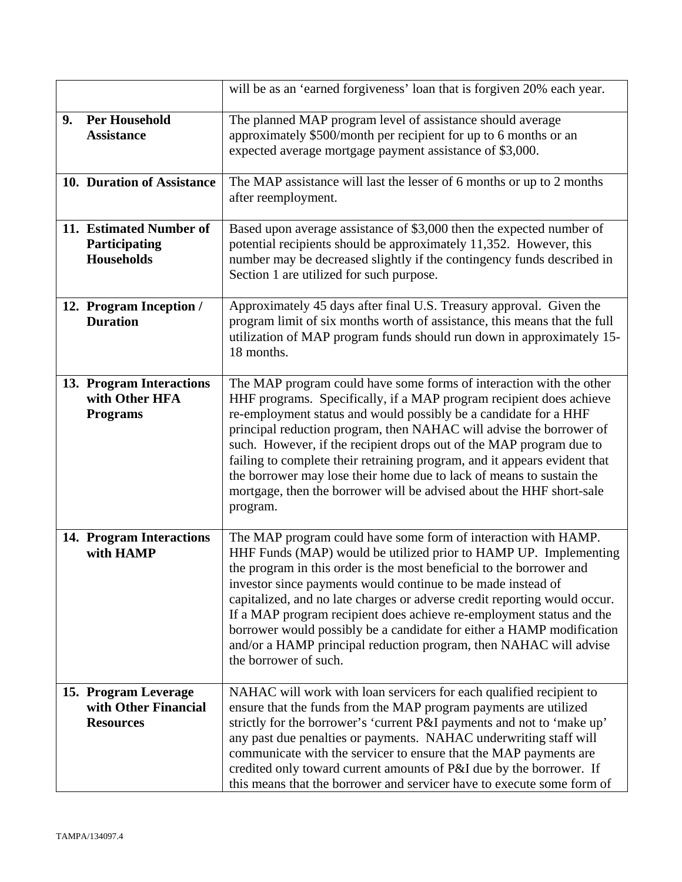| | |
|---|---|
| | will be as an 'earned forgiveness' loan that is forgiven 20% each year. |
| **9. Per Household Assistance** | The planned MAP program level of assistance should average approximately $500/month per recipient for up to 6 months or an expected average mortgage payment assistance of $3,000. |
| **10. Duration of Assistance** | The MAP assistance will last the lesser of 6 months or up to 2 months after reemployment. |
| **11. Estimated Number of Participating Households** | Based upon average assistance of $3,000 then the expected number of potential recipients should be approximately 11,352. However, this number may be decreased slightly if the contingency funds described in Section 1 are utilized for such purpose. |
| **12. Program Inception / Duration** | Approximately 45 days after final U.S. Treasury approval. Given the program limit of six months worth of assistance, this means that the full utilization of MAP program funds should run down in approximately 15-18 months. |
| **13. Program Interactions with Other HFA Programs** | The MAP program could have some forms of interaction with the other HHF programs. Specifically, if a MAP program recipient does achieve re-employment status and would possibly be a candidate for a HHF principal reduction program, then NAHAC will advise the borrower of such. However, if the recipient drops out of the MAP program due to failing to complete their retraining program, and it appears evident that the borrower may lose their home due to lack of means to sustain the mortgage, then the borrower will be advised about the HHF short-sale program. |
| **14. Program Interactions with HAMP** | The MAP program could have some form of interaction with HAMP. HHF Funds (MAP) would be utilized prior to HAMP UP. Implementing the program in this order is the most beneficial to the borrower and investor since payments would continue to be made instead of capitalized, and no late charges or adverse credit reporting would occur. If a MAP program recipient does achieve re-employment status and the borrower would possibly be a candidate for either a HAMP modification and/or a HAMP principal reduction program, then NAHAC will advise the borrower of such. |
| **15. Program Leverage with Other Financial Resources** | NAHAC will work with loan servicers for each qualified recipient to ensure that the funds from the MAP program payments are utilized strictly for the borrower's 'current P&I payments and not to 'make up' any past due penalties or payments. NAHAC underwriting staff will communicate with the servicer to ensure that the MAP payments are credited only toward current amounts of P&I due by the borrower. If this means that the borrower and servicer have to execute some form of |

TAMPA/134097.4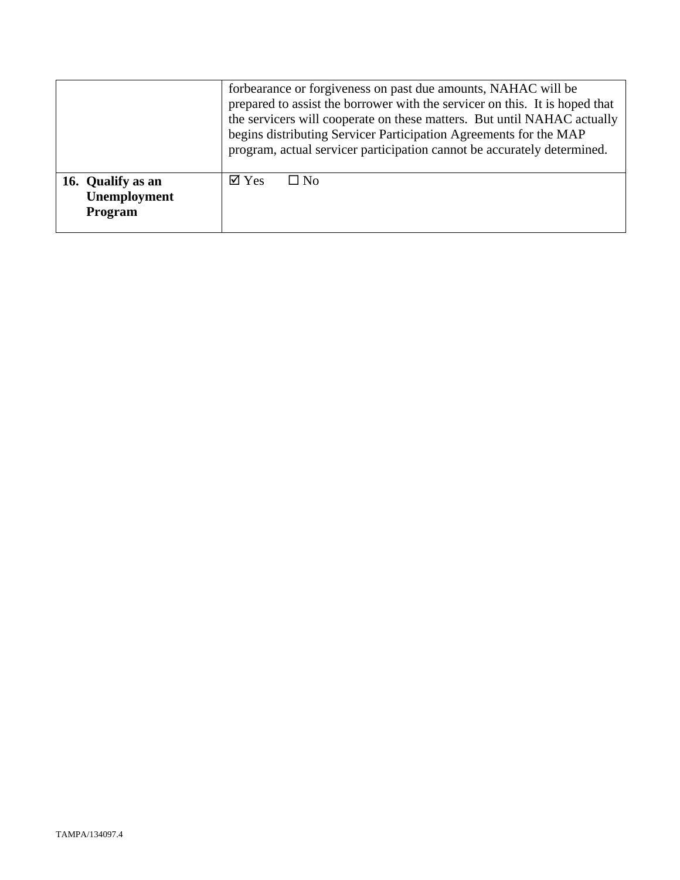| | |
|---|---|
| | forbearance or forgiveness on past due amounts, NAHAC will be prepared to assist the borrower with the servicer on this. It is hoped that the servicers will cooperate on these matters. But until NAHAC actually begins distributing Servicer Participation Agreements for the MAP program, actual servicer participation cannot be accurately determined. |
| **16. Qualify as an Unemployment Program** | ☑ Yes ☐ No |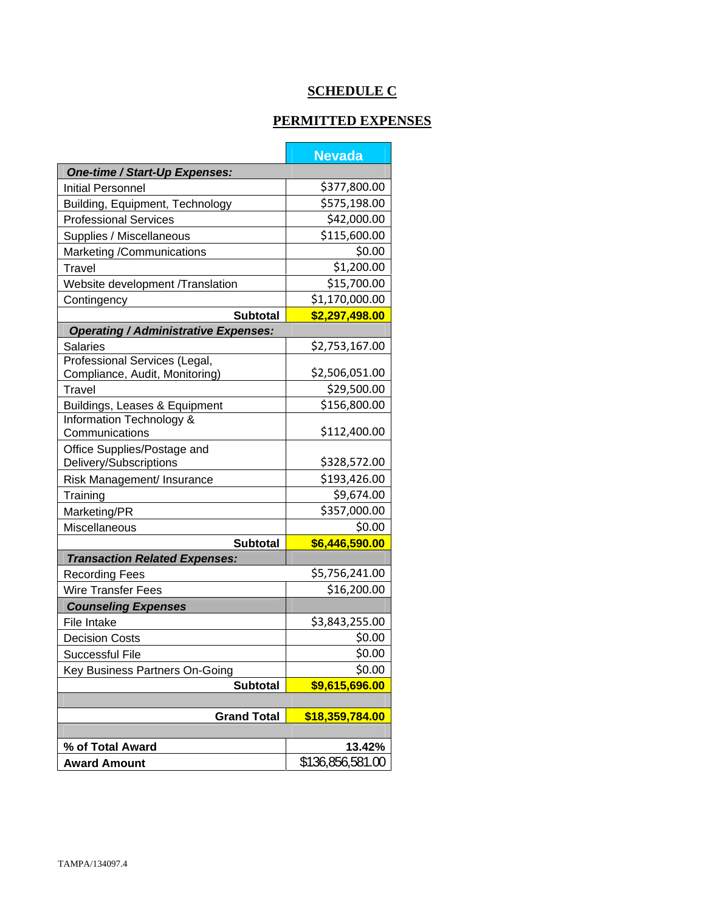## SCHEDULE C

## PERMITTED EXPENSES

| | Nevada |
|---|---|
| ***One-time / Start-Up Expenses:*** | |
| Initial Personnel | $377,800.00 |
| Building, Equipment, Technology | $575,198.00 |
| Professional Services | $42,000.00 |
| Supplies / Miscellaneous | $115,600.00 |
| Marketing /Communications | $0.00 |
| Travel | $1,200.00 |
| Website development /Translation | $15,700.00 |
| Contingency | $1,170,000.00 |
| **Subtotal** | **$2,297,498.00** |
| ***Operating / Administrative Expenses:*** | |
| Salaries | $2,753,167.00 |
| Professional Services (Legal, Compliance, Audit, Monitoring) | $2,506,051.00 |
| Travel | $29,500.00 |
| Buildings, Leases & Equipment | $156,800.00 |
| Information Technology & Communications | $112,400.00 |
| Office Supplies/Postage and Delivery/Subscriptions | $328,572.00 |
| Risk Management/ Insurance | $193,426.00 |
| Training | $9,674.00 |
| Marketing/PR | $357,000.00 |
| Miscellaneous | $0.00 |
| **Subtotal** | **$6,446,590.00** |
| ***Transaction Related Expenses:*** | |
| Recording Fees | $5,756,241.00 |
| Wire Transfer Fees | $16,200.00 |
| ***Counseling Expenses*** | |
| File Intake | $3,843,255.00 |
| Decision Costs | $0.00 |
| Successful File | $0.00 |
| Key Business Partners On-Going | $0.00 |
| **Subtotal** | **$9,615,696.00** |
| | |
| **Grand Total** | **$18,359,784.00** |
| | |
| **% of Total Award** | **13.42%** |
| **Award Amount** | $136,856,581.00 |

TAMPA/134097.4